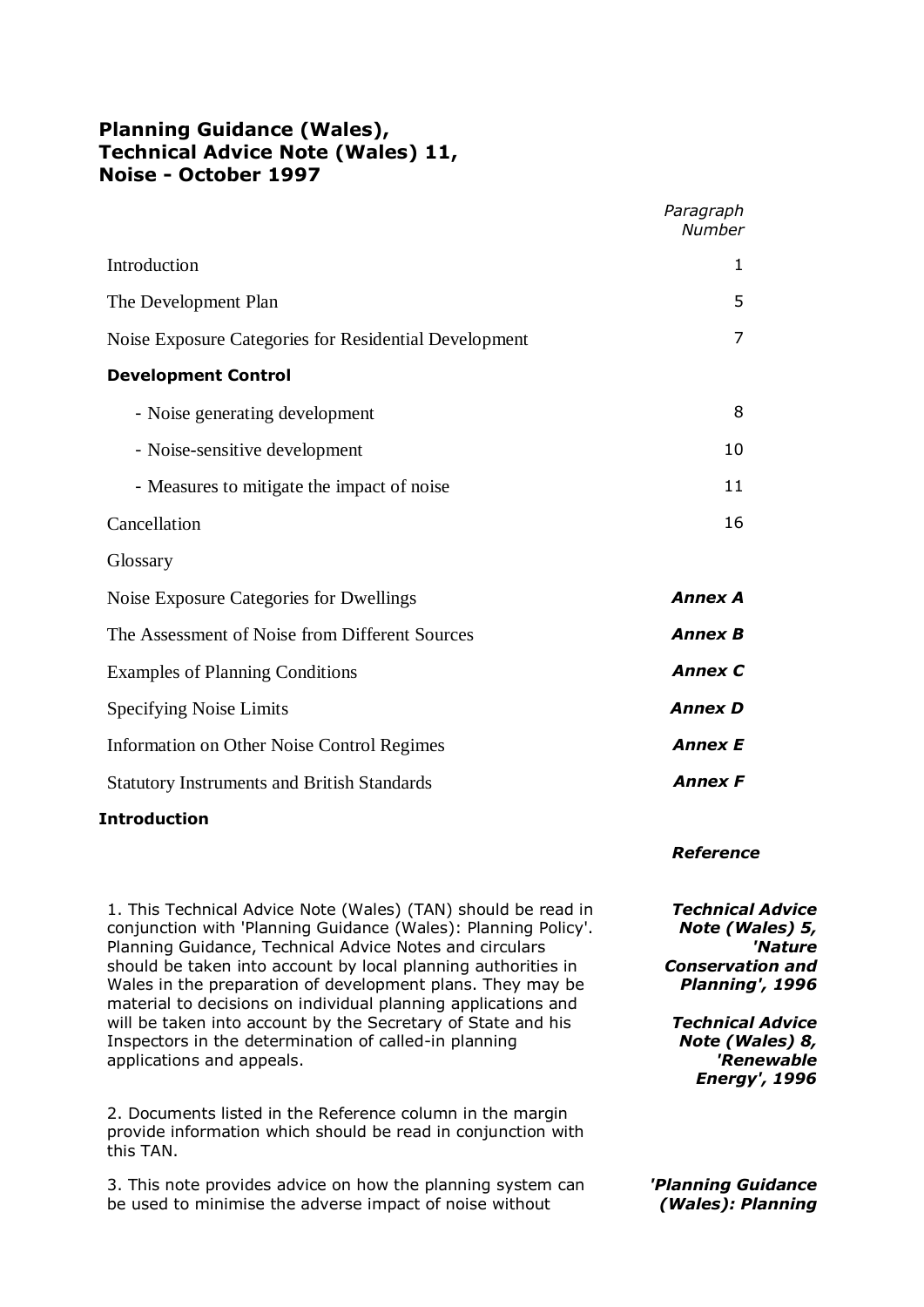# Planning Guidance (Wales), Technical Advice Note (Wales) 11, Noise - October 1997

| | *Paragraph Number* |
|---|---|
| Introduction | 1 |
| The Development Plan | 5 |
| Noise Exposure Categories for Residential Development | 7 |
| **Development Control** | |
| - Noise generating development | 8 |
| - Noise-sensitive development | 10 |
| - Measures to mitigate the impact of noise | 11 |
| Cancellation | 16 |
| Glossary | |
| Noise Exposure Categories for Dwellings | ***Annex A*** |
| The Assessment of Noise from Different Sources | ***Annex B*** |
| Examples of Planning Conditions | ***Annex C*** |
| Specifying Noise Limits | ***Annex D*** |
| Information on Other Noise Control Regimes | ***Annex E*** |
| Statutory Instruments and British Standards | ***Annex F*** |

## Introduction

***Reference***

1. This Technical Advice Note (Wales) (TAN) should be read in conjunction with 'Planning Guidance (Wales): Planning Policy'. Planning Guidance, Technical Advice Notes and circulars should be taken into account by local planning authorities in Wales in the preparation of development plans. They may be material to decisions on individual planning applications and will be taken into account by the Secretary of State and his Inspectors in the determination of called-in planning applications and appeals.

***Technical Advice Note (Wales) 5, 'Nature Conservation and Planning', 1996***

***Technical Advice Note (Wales) 8, 'Renewable Energy', 1996***

2. Documents listed in the Reference column in the margin provide information which should be read in conjunction with this TAN.

3. This note provides advice on how the planning system can be used to minimise the adverse impact of noise without

***'Planning Guidance (Wales): Planning***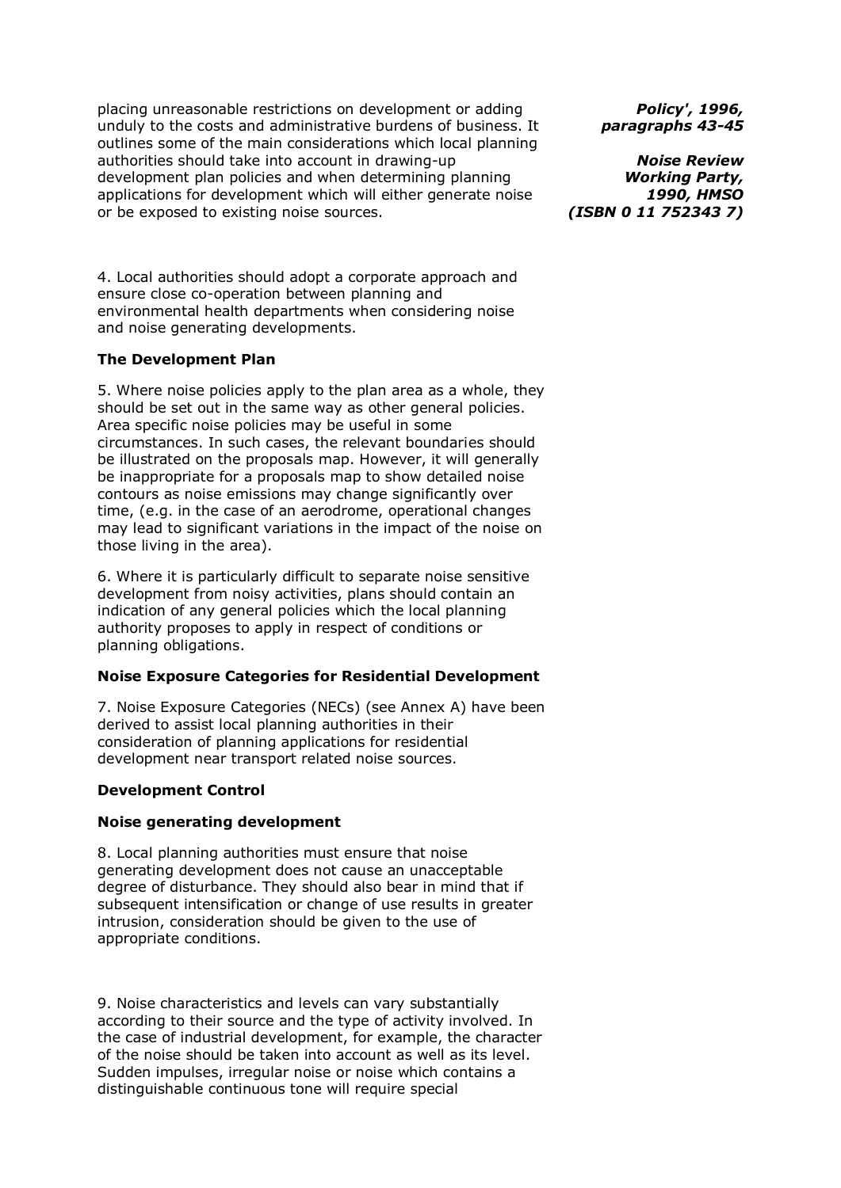placing unreasonable restrictions on development or adding unduly to the costs and administrative burdens of business. It outlines some of the main considerations which local planning authorities should take into account in drawing-up development plan policies and when determining planning applications for development which will either generate noise or be exposed to existing noise sources.

***Policy', 1996, paragraphs 43-45***

***Noise Review Working Party, 1990, HMSO (ISBN 0 11 752343 7)***

4. Local authorities should adopt a corporate approach and ensure close co-operation between planning and environmental health departments when considering noise and noise generating developments.

**The Development Plan**

5. Where noise policies apply to the plan area as a whole, they should be set out in the same way as other general policies. Area specific noise policies may be useful in some circumstances. In such cases, the relevant boundaries should be illustrated on the proposals map. However, it will generally be inappropriate for a proposals map to show detailed noise contours as noise emissions may change significantly over time, (e.g. in the case of an aerodrome, operational changes may lead to significant variations in the impact of the noise on those living in the area).

6. Where it is particularly difficult to separate noise sensitive development from noisy activities, plans should contain an indication of any general policies which the local planning authority proposes to apply in respect of conditions or planning obligations.

**Noise Exposure Categories for Residential Development**

7. Noise Exposure Categories (NECs) (see Annex A) have been derived to assist local planning authorities in their consideration of planning applications for residential development near transport related noise sources.

**Development Control**

**Noise generating development**

8. Local planning authorities must ensure that noise generating development does not cause an unacceptable degree of disturbance. They should also bear in mind that if subsequent intensification or change of use results in greater intrusion, consideration should be given to the use of appropriate conditions.

9. Noise characteristics and levels can vary substantially according to their source and the type of activity involved. In the case of industrial development, for example, the character of the noise should be taken into account as well as its level. Sudden impulses, irregular noise or noise which contains a distinguishable continuous tone will require special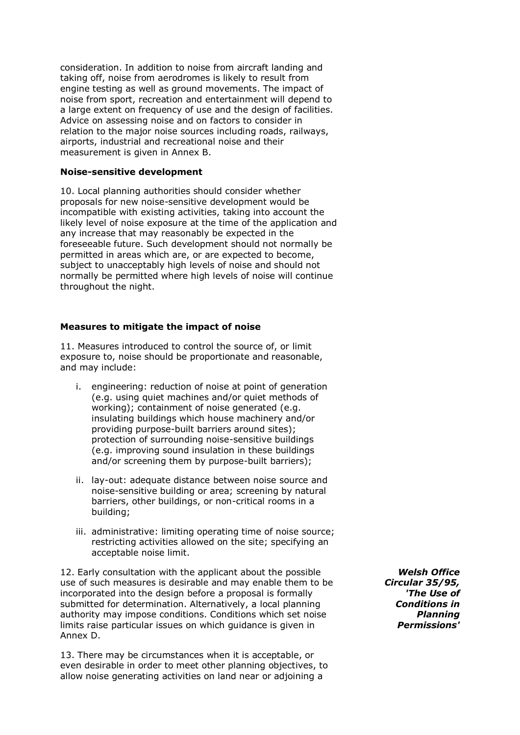consideration. In addition to noise from aircraft landing and taking off, noise from aerodromes is likely to result from engine testing as well as ground movements. The impact of noise from sport, recreation and entertainment will depend to a large extent on frequency of use and the design of facilities. Advice on assessing noise and on factors to consider in relation to the major noise sources including roads, railways, airports, industrial and recreational noise and their measurement is given in Annex B.

**Noise-sensitive development**

10. Local planning authorities should consider whether proposals for new noise-sensitive development would be incompatible with existing activities, taking into account the likely level of noise exposure at the time of the application and any increase that may reasonably be expected in the foreseeable future. Such development should not normally be permitted in areas which are, or are expected to become, subject to unacceptably high levels of noise and should not normally be permitted where high levels of noise will continue throughout the night.

**Measures to mitigate the impact of noise**

11. Measures introduced to control the source of, or limit exposure to, noise should be proportionate and reasonable, and may include:

i. engineering: reduction of noise at point of generation (e.g. using quiet machines and/or quiet methods of working); containment of noise generated (e.g. insulating buildings which house machinery and/or providing purpose-built barriers around sites); protection of surrounding noise-sensitive buildings (e.g. improving sound insulation in these buildings and/or screening them by purpose-built barriers);

ii. lay-out: adequate distance between noise source and noise-sensitive building or area; screening by natural barriers, other buildings, or non-critical rooms in a building;

iii. administrative: limiting operating time of noise source; restricting activities allowed on the site; specifying an acceptable noise limit.

12. Early consultation with the applicant about the possible use of such measures is desirable and may enable them to be incorporated into the design before a proposal is formally submitted for determination. Alternatively, a local planning authority may impose conditions. Conditions which set noise limits raise particular issues on which guidance is given in Annex D.

***Welsh Office Circular 35/95, 'The Use of Conditions in Planning Permissions'***

13. There may be circumstances when it is acceptable, or even desirable in order to meet other planning objectives, to allow noise generating activities on land near or adjoining a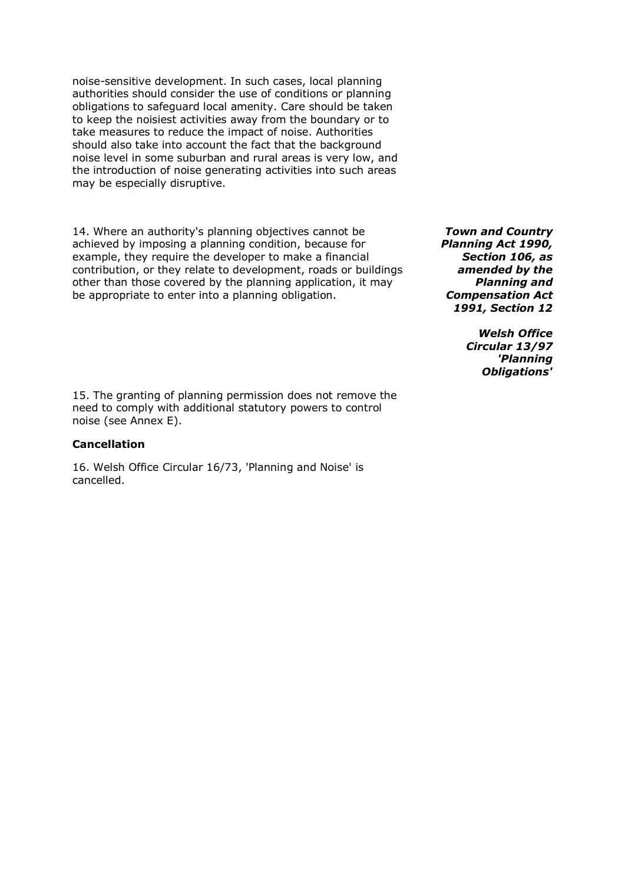noise-sensitive development. In such cases, local planning authorities should consider the use of conditions or planning obligations to safeguard local amenity. Care should be taken to keep the noisiest activities away from the boundary or to take measures to reduce the impact of noise. Authorities should also take into account the fact that the background noise level in some suburban and rural areas is very low, and the introduction of noise generating activities into such areas may be especially disruptive.

14. Where an authority's planning objectives cannot be achieved by imposing a planning condition, because for example, they require the developer to make a financial contribution, or they relate to development, roads or buildings other than those covered by the planning application, it may be appropriate to enter into a planning obligation.

***Town and Country Planning Act 1990, Section 106, as amended by the Planning and Compensation Act 1991, Section 12***

***Welsh Office Circular 13/97 'Planning Obligations'***

15. The granting of planning permission does not remove the need to comply with additional statutory powers to control noise (see Annex E).

**Cancellation**

16. Welsh Office Circular 16/73, 'Planning and Noise' is cancelled.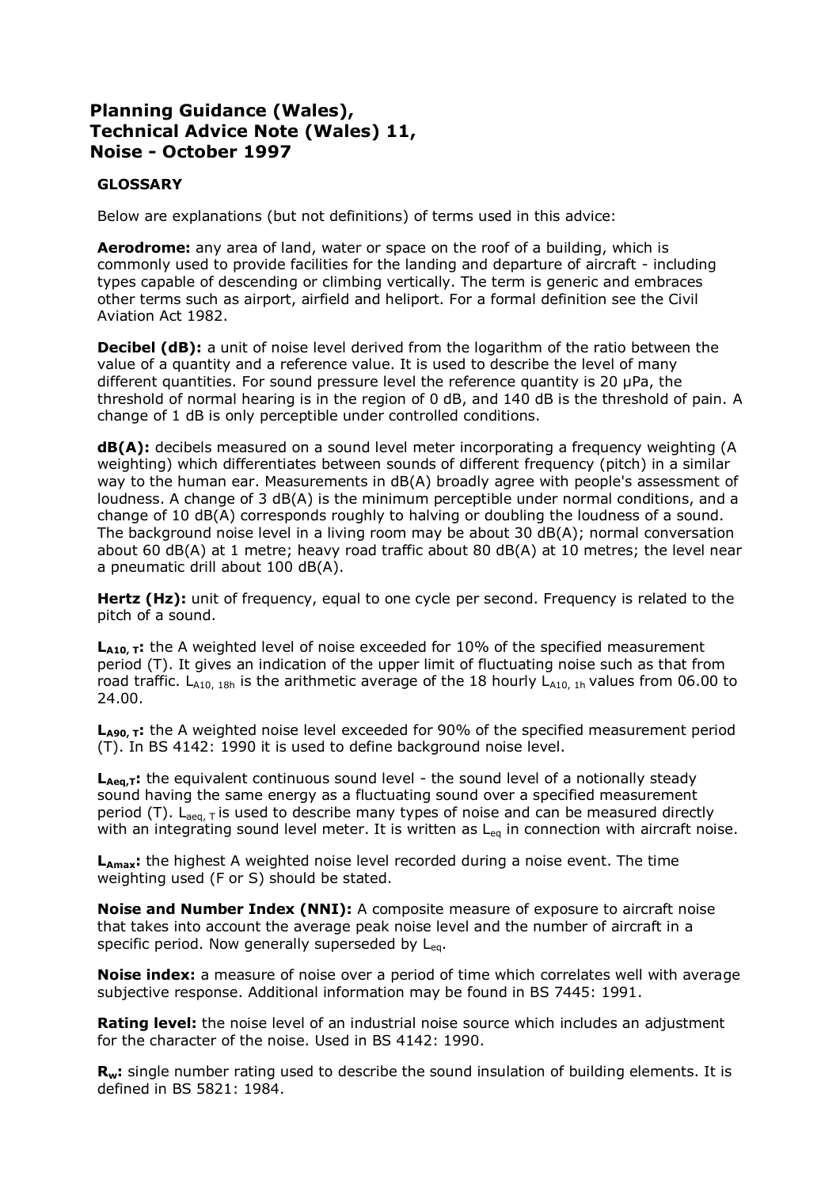# Planning Guidance (Wales), Technical Advice Note (Wales) 11, Noise - October 1997

## GLOSSARY

Below are explanations (but not definitions) of terms used in this advice:

**Aerodrome:** any area of land, water or space on the roof of a building, which is commonly used to provide facilities for the landing and departure of aircraft - including types capable of descending or climbing vertically. The term is generic and embraces other terms such as airport, airfield and heliport. For a formal definition see the Civil Aviation Act 1982.

**Decibel (dB):** a unit of noise level derived from the logarithm of the ratio between the value of a quantity and a reference value. It is used to describe the level of many different quantities. For sound pressure level the reference quantity is 20 μPa, the threshold of normal hearing is in the region of 0 dB, and 140 dB is the threshold of pain. A change of 1 dB is only perceptible under controlled conditions.

**dB(A):** decibels measured on a sound level meter incorporating a frequency weighting (A weighting) which differentiates between sounds of different frequency (pitch) in a similar way to the human ear. Measurements in dB(A) broadly agree with people's assessment of loudness. A change of 3 dB(A) is the minimum perceptible under normal conditions, and a change of 10 dB(A) corresponds roughly to halving or doubling the loudness of a sound. The background noise level in a living room may be about 30 dB(A); normal conversation about 60 dB(A) at 1 metre; heavy road traffic about 80 dB(A) at 10 metres; the level near a pneumatic drill about 100 dB(A).

**Hertz (Hz):** unit of frequency, equal to one cycle per second. Frequency is related to the pitch of a sound.

**$L_{A10,\,T}$:** the A weighted level of noise exceeded for 10% of the specified measurement period (T). It gives an indication of the upper limit of fluctuating noise such as that from road traffic. $L_{A10,\,18h}$ is the arithmetic average of the 18 hourly $L_{A10,\,1h}$ values from 06.00 to 24.00.

**$L_{A90,\,T}$:** the A weighted noise level exceeded for 90% of the specified measurement period (T). In BS 4142: 1990 it is used to define background noise level.

**$L_{Aeq,T}$:** the equivalent continuous sound level - the sound level of a notionally steady sound having the same energy as a fluctuating sound over a specified measurement period (T). $L_{aeq,\,T}$ is used to describe many types of noise and can be measured directly with an integrating sound level meter. It is written as $L_{eq}$ in connection with aircraft noise.

**$L_{Amax}$:** the highest A weighted noise level recorded during a noise event. The time weighting used (F or S) should be stated.

**Noise and Number Index (NNI):** A composite measure of exposure to aircraft noise that takes into account the average peak noise level and the number of aircraft in a specific period. Now generally superseded by $L_{eq}$.

**Noise index:** a measure of noise over a period of time which correlates well with average subjective response. Additional information may be found in BS 7445: 1991.

**Rating level:** the noise level of an industrial noise source which includes an adjustment for the character of the noise. Used in BS 4142: 1990.

**$R_w$:** single number rating used to describe the sound insulation of building elements. It is defined in BS 5821: 1984.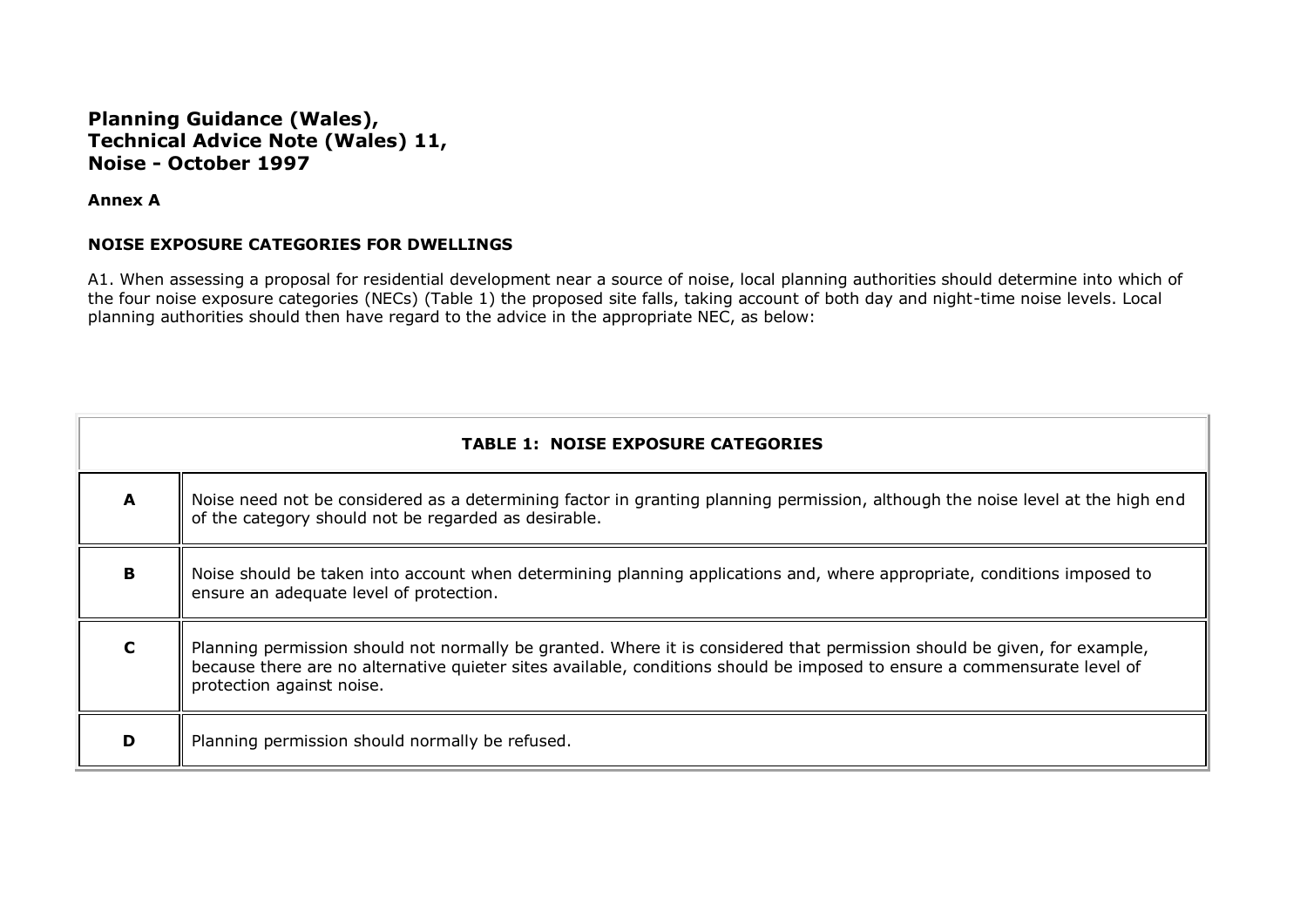# Planning Guidance (Wales), Technical Advice Note (Wales) 11, Noise - October 1997

**Annex A**

**NOISE EXPOSURE CATEGORIES FOR DWELLINGS**

A1. When assessing a proposal for residential development near a source of noise, local planning authorities should determine into which of the four noise exposure categories (NECs) (Table 1) the proposed site falls, taking account of both day and night-time noise levels. Local planning authorities should then have regard to the advice in the appropriate NEC, as below:

| **TABLE 1: NOISE EXPOSURE CATEGORIES** | |
|---|---|
| **A** | Noise need not be considered as a determining factor in granting planning permission, although the noise level at the high end of the category should not be regarded as desirable. |
| **B** | Noise should be taken into account when determining planning applications and, where appropriate, conditions imposed to ensure an adequate level of protection. |
| **C** | Planning permission should not normally be granted. Where it is considered that permission should be given, for example, because there are no alternative quieter sites available, conditions should be imposed to ensure a commensurate level of protection against noise. |
| **D** | Planning permission should normally be refused. |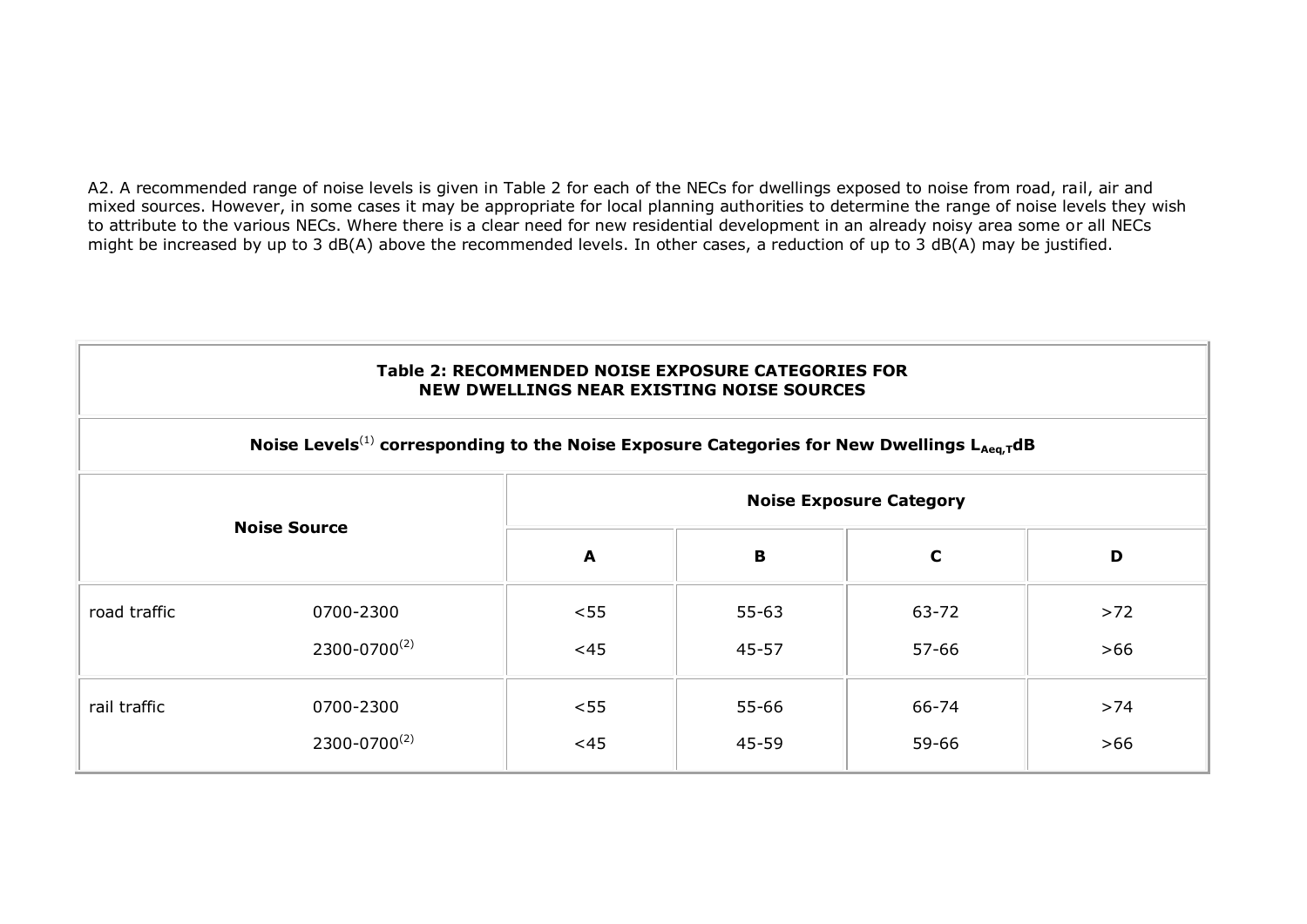A2. A recommended range of noise levels is given in Table 2 for each of the NECs for dwellings exposed to noise from road, rail, air and mixed sources. However, in some cases it may be appropriate for local planning authorities to determine the range of noise levels they wish to attribute to the various NECs. Where there is a clear need for new residential development in an already noisy area some or all NECs might be increased by up to 3 dB(A) above the recommended levels. In other cases, a reduction of up to 3 dB(A) may be justified.

**Table 2: RECOMMENDED NOISE EXPOSURE CATEGORIES FOR NEW DWELLINGS NEAR EXISTING NOISE SOURCES**

**Noise Levels[1] corresponding to the Noise Exposure Categories for New Dwellings $L_{Aeq,T}$dB**

| Noise Source | | Noise Exposure Category | | | |
|---|---|---|---|---|---|
| | | **A** | **B** | **C** | **D** |
| road traffic | 0700-2300 | <55 | 55-63 | 63-72 | >72 |
| | 2300-0700[2] | <45 | 45-57 | 57-66 | >66 |
| rail traffic | 0700-2300 | <55 | 55-66 | 66-74 | >74 |
| | 2300-0700[2] | <45 | 45-59 | 59-66 | >66 |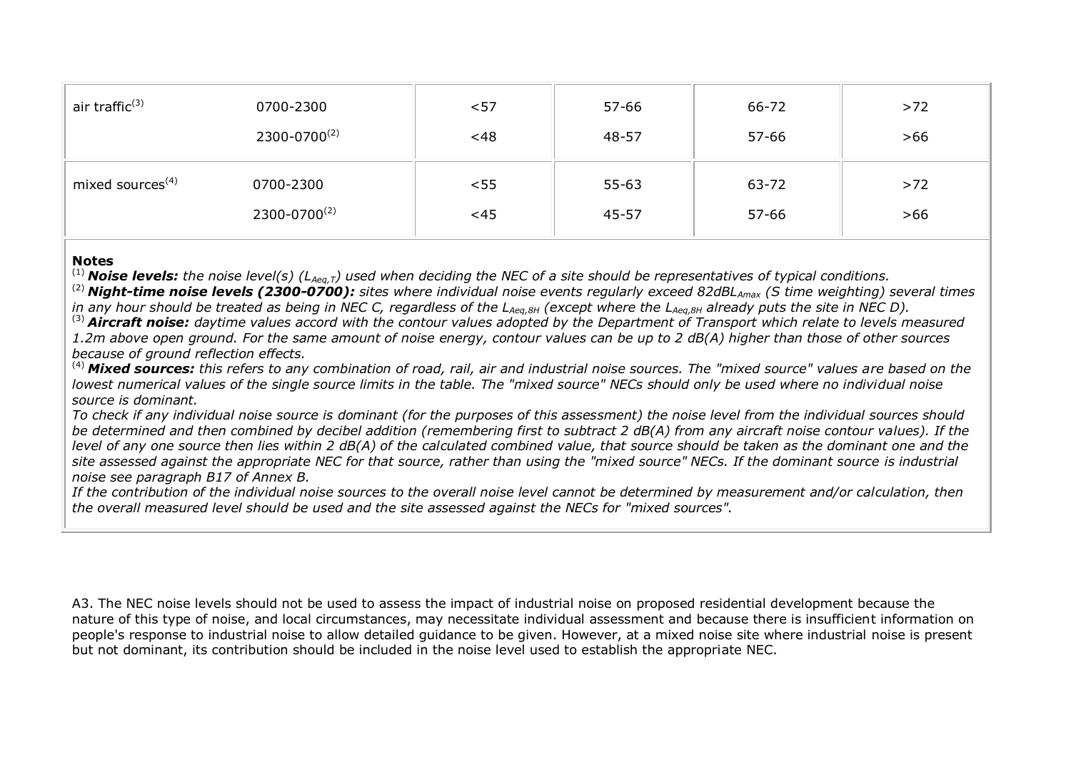| | | | | | |
|---|---|---|---|---|---|
| air traffic[3] | 0700-2300 | <57 | 57-66 | 66-72 | >72 |
| | 2300-0700[2] | <48 | 48-57 | 57-66 | >66 |
| mixed sources[4] | 0700-2300 | <55 | 55-63 | 63-72 | >72 |
| | 2300-0700[2] | <45 | 45-57 | 57-66 | >66 |

**Notes**

[1] ***Noise levels:*** *the noise level(s) ($L_{Aeq,T}$) used when deciding the NEC of a site should be representatives of typical conditions.*

[2] ***Night-time noise levels (2300-0700):*** *sites where individual noise events regularly exceed 82dB$L_{Amax}$ (S time weighting) several times in any hour should be treated as being in NEC C, regardless of the $L_{Aeq,8H}$ (except where the $L_{Aeq,8H}$ already puts the site in NEC D).*

[3] ***Aircraft noise:*** *daytime values accord with the contour values adopted by the Department of Transport which relate to levels measured 1.2m above open ground. For the same amount of noise energy, contour values can be up to 2 dB(A) higher than those of other sources because of ground reflection effects.*

[4] ***Mixed sources:*** *this refers to any combination of road, rail, air and industrial noise sources. The "mixed source" values are based on the lowest numerical values of the single source limits in the table. The "mixed source" NECs should only be used where no individual noise source is dominant.*

*To check if any individual noise source is dominant (for the purposes of this assessment) the noise level from the individual sources should be determined and then combined by decibel addition (remembering first to subtract 2 dB(A) from any aircraft noise contour values). If the level of any one source then lies within 2 dB(A) of the calculated combined value, that source should be taken as the dominant one and the site assessed against the appropriate NEC for that source, rather than using the "mixed source" NECs. If the dominant source is industrial noise see paragraph B17 of Annex B.*

*If the contribution of the individual noise sources to the overall noise level cannot be determined by measurement and/or calculation, then the overall measured level should be used and the site assessed against the NECs for "mixed sources".*

A3. The NEC noise levels should not be used to assess the impact of industrial noise on proposed residential development because the nature of this type of noise, and local circumstances, may necessitate individual assessment and because there is insufficient information on people's response to industrial noise to allow detailed guidance to be given. However, at a mixed noise site where industrial noise is present but not dominant, its contribution should be included in the noise level used to establish the appropriate NEC.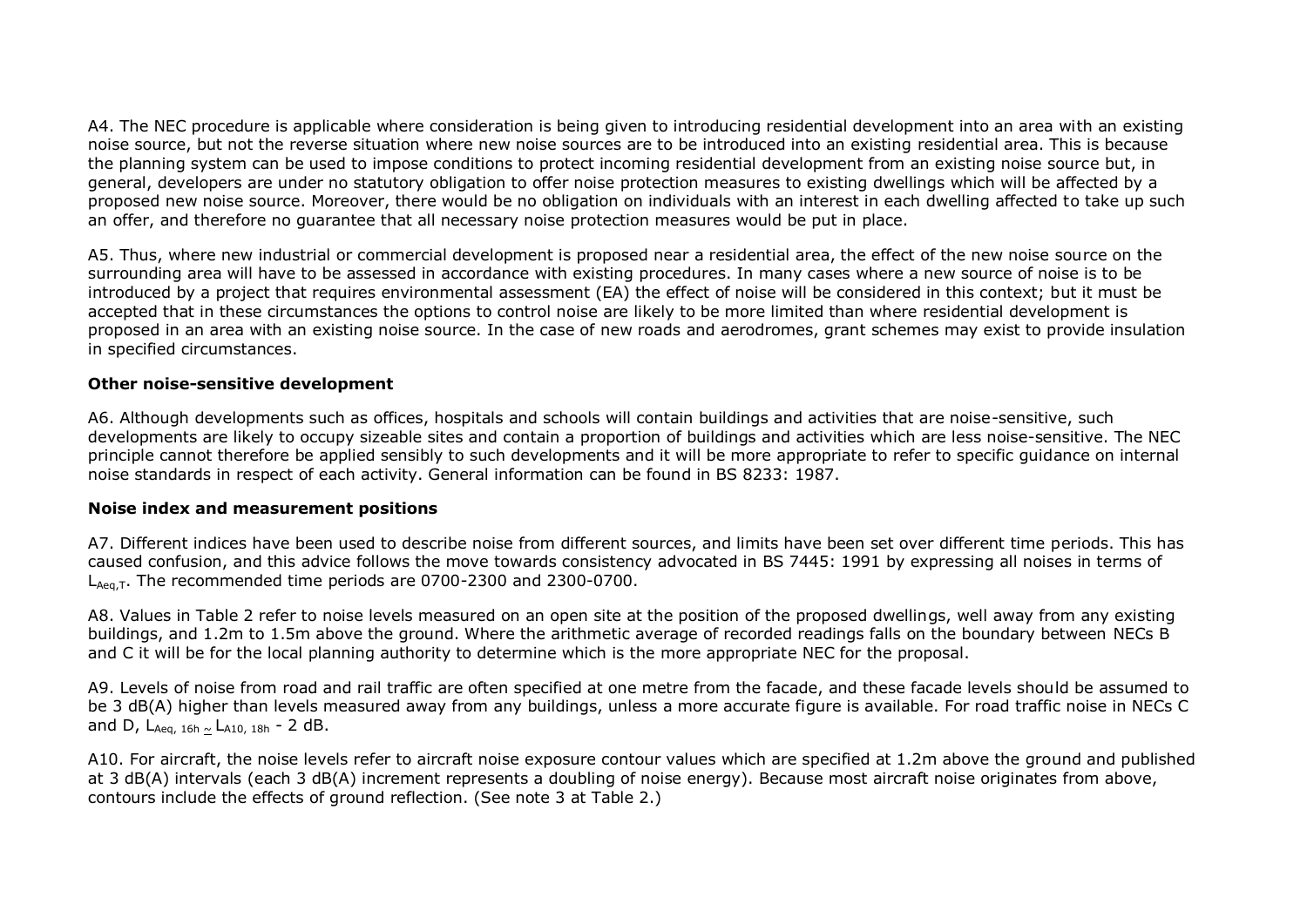A4. The NEC procedure is applicable where consideration is being given to introducing residential development into an area with an existing noise source, but not the reverse situation where new noise sources are to be introduced into an existing residential area. This is because the planning system can be used to impose conditions to protect incoming residential development from an existing noise source but, in general, developers are under no statutory obligation to offer noise protection measures to existing dwellings which will be affected by a proposed new noise source. Moreover, there would be no obligation on individuals with an interest in each dwelling affected to take up such an offer, and therefore no guarantee that all necessary noise protection measures would be put in place.

A5. Thus, where new industrial or commercial development is proposed near a residential area, the effect of the new noise source on the surrounding area will have to be assessed in accordance with existing procedures. In many cases where a new source of noise is to be introduced by a project that requires environmental assessment (EA) the effect of noise will be considered in this context; but it must be accepted that in these circumstances the options to control noise are likely to be more limited than where residential development is proposed in an area with an existing noise source. In the case of new roads and aerodromes, grant schemes may exist to provide insulation in specified circumstances.

**Other noise-sensitive development**

A6. Although developments such as offices, hospitals and schools will contain buildings and activities that are noise-sensitive, such developments are likely to occupy sizeable sites and contain a proportion of buildings and activities which are less noise-sensitive. The NEC principle cannot therefore be applied sensibly to such developments and it will be more appropriate to refer to specific guidance on internal noise standards in respect of each activity. General information can be found in BS 8233: 1987.

**Noise index and measurement positions**

A7. Different indices have been used to describe noise from different sources, and limits have been set over different time periods. This has caused confusion, and this advice follows the move towards consistency advocated in BS 7445: 1991 by expressing all noises in terms of $L_{Aeq,T}$. The recommended time periods are 0700-2300 and 2300-0700.

A8. Values in Table 2 refer to noise levels measured on an open site at the position of the proposed dwellings, well away from any existing buildings, and 1.2m to 1.5m above the ground. Where the arithmetic average of recorded readings falls on the boundary between NECs B and C it will be for the local planning authority to determine which is the more appropriate NEC for the proposal.

A9. Levels of noise from road and rail traffic are often specified at one metre from the facade, and these facade levels should be assumed to be 3 dB(A) higher than levels measured away from any buildings, unless a more accurate figure is available. For road traffic noise in NECs C and D, $L_{Aeq,\,16h} \simeq L_{A10,\,18h}$ - 2 dB.

A10. For aircraft, the noise levels refer to aircraft noise exposure contour values which are specified at 1.2m above the ground and published at 3 dB(A) intervals (each 3 dB(A) increment represents a doubling of noise energy). Because most aircraft noise originates from above, contours include the effects of ground reflection. (See note 3 at Table 2.)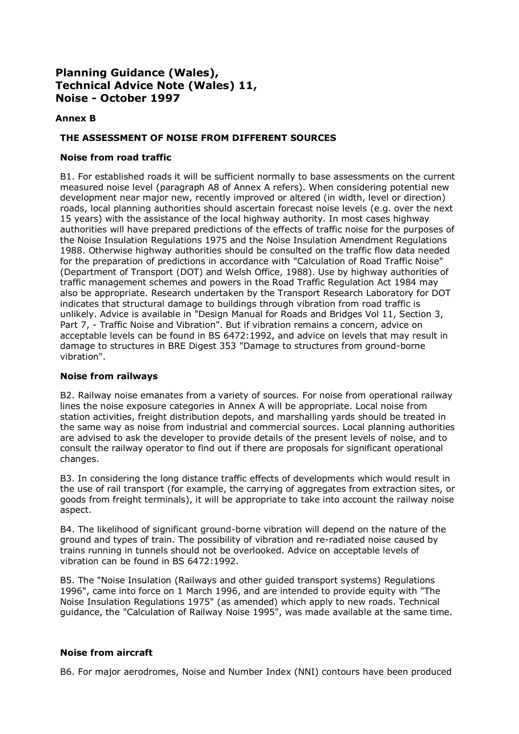# Planning Guidance (Wales), Technical Advice Note (Wales) 11, Noise - October 1997

### Annex B

#### THE ASSESSMENT OF NOISE FROM DIFFERENT SOURCES

#### Noise from road traffic

B1. For established roads it will be sufficient normally to base assessments on the current measured noise level (paragraph A8 of Annex A refers). When considering potential new development near major new, recently improved or altered (in width, level or direction) roads, local planning authorities should ascertain forecast noise levels (e.g. over the next 15 years) with the assistance of the local highway authority. In most cases highway authorities will have prepared predictions of the effects of traffic noise for the purposes of the Noise Insulation Regulations 1975 and the Noise Insulation Amendment Regulations 1988. Otherwise highway authorities should be consulted on the traffic flow data needed for the preparation of predictions in accordance with "Calculation of Road Traffic Noise" (Department of Transport (DOT) and Welsh Office, 1988). Use by highway authorities of traffic management schemes and powers in the Road Traffic Regulation Act 1984 may also be appropriate. Research undertaken by the Transport Research Laboratory for DOT indicates that structural damage to buildings through vibration from road traffic is unlikely. Advice is available in "Design Manual for Roads and Bridges Vol 11, Section 3, Part 7, - Traffic Noise and Vibration". But if vibration remains a concern, advice on acceptable levels can be found in BS 6472:1992, and advice on levels that may result in damage to structures in BRE Digest 353 "Damage to structures from ground-borne vibration".

#### Noise from railways

B2. Railway noise emanates from a variety of sources. For noise from operational railway lines the noise exposure categories in Annex A will be appropriate. Local noise from station activities, freight distribution depots, and marshalling yards should be treated in the same way as noise from industrial and commercial sources. Local planning authorities are advised to ask the developer to provide details of the present levels of noise, and to consult the railway operator to find out if there are proposals for significant operational changes.

B3. In considering the long distance traffic effects of developments which would result in the use of rail transport (for example, the carrying of aggregates from extraction sites, or goods from freight terminals), it will be appropriate to take into account the railway noise aspect.

B4. The likelihood of significant ground-borne vibration will depend on the nature of the ground and types of train. The possibility of vibration and re-radiated noise caused by trains running in tunnels should not be overlooked. Advice on acceptable levels of vibration can be found in BS 6472:1992.

B5. The "Noise Insulation (Railways and other guided transport systems) Regulations 1996", came into force on 1 March 1996, and are intended to provide equity with "The Noise Insulation Regulations 1975" (as amended) which apply to new roads. Technical guidance, the "Calculation of Railway Noise 1995", was made available at the same time.

#### Noise from aircraft

B6. For major aerodromes, Noise and Number Index (NNI) contours have been produced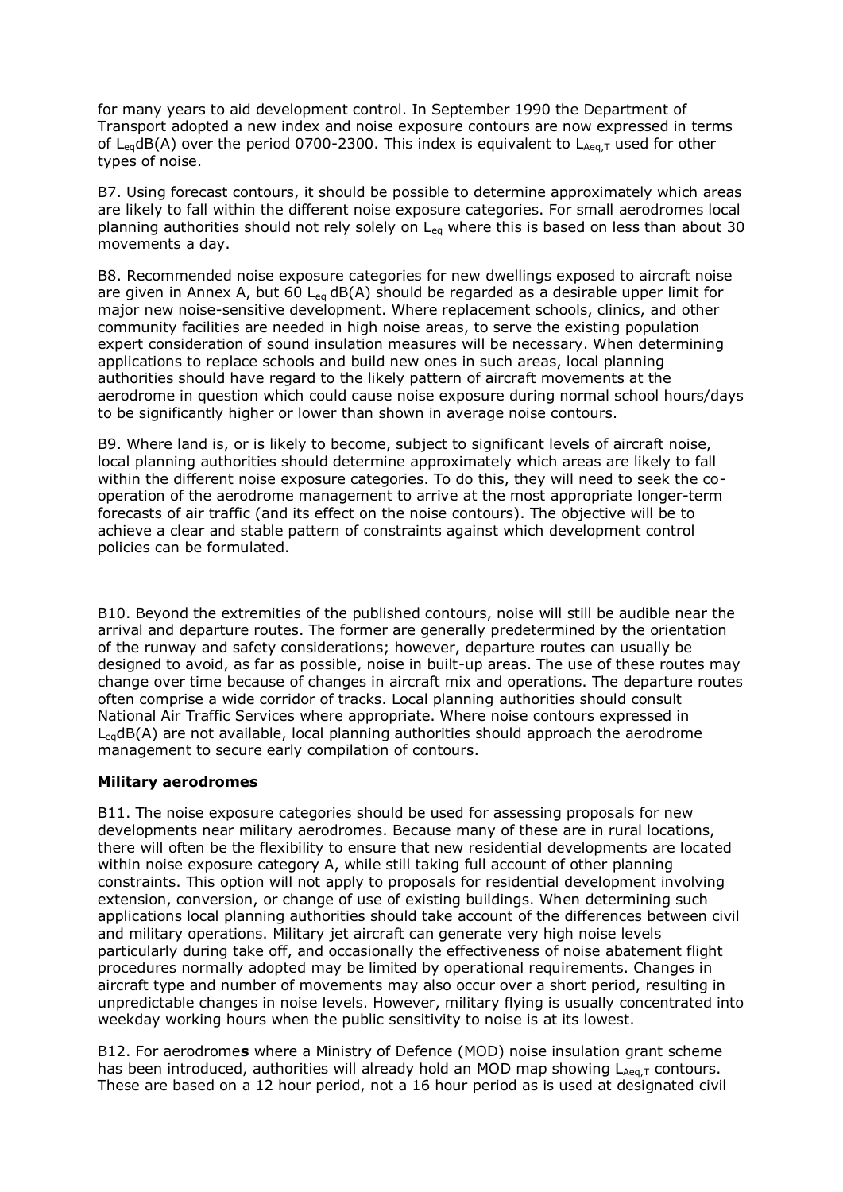for many years to aid development control. In September 1990 the Department of Transport adopted a new index and noise exposure contours are now expressed in terms of $L_{eq}$dB(A) over the period 0700-2300. This index is equivalent to $L_{Aeq,T}$ used for other types of noise.

B7. Using forecast contours, it should be possible to determine approximately which areas are likely to fall within the different noise exposure categories. For small aerodromes local planning authorities should not rely solely on $L_{eq}$ where this is based on less than about 30 movements a day.

B8. Recommended noise exposure categories for new dwellings exposed to aircraft noise are given in Annex A, but 60 $L_{eq}$ dB(A) should be regarded as a desirable upper limit for major new noise-sensitive development. Where replacement schools, clinics, and other community facilities are needed in high noise areas, to serve the existing population expert consideration of sound insulation measures will be necessary. When determining applications to replace schools and build new ones in such areas, local planning authorities should have regard to the likely pattern of aircraft movements at the aerodrome in question which could cause noise exposure during normal school hours/days to be significantly higher or lower than shown in average noise contours.

B9. Where land is, or is likely to become, subject to significant levels of aircraft noise, local planning authorities should determine approximately which areas are likely to fall within the different noise exposure categories. To do this, they will need to seek the co-operation of the aerodrome management to arrive at the most appropriate longer-term forecasts of air traffic (and its effect on the noise contours). The objective will be to achieve a clear and stable pattern of constraints against which development control policies can be formulated.

B10. Beyond the extremities of the published contours, noise will still be audible near the arrival and departure routes. The former are generally predetermined by the orientation of the runway and safety considerations; however, departure routes can usually be designed to avoid, as far as possible, noise in built-up areas. The use of these routes may change over time because of changes in aircraft mix and operations. The departure routes often comprise a wide corridor of tracks. Local planning authorities should consult National Air Traffic Services where appropriate. Where noise contours expressed in $L_{eq}$dB(A) are not available, local planning authorities should approach the aerodrome management to secure early compilation of contours.

**Military aerodromes**

B11. The noise exposure categories should be used for assessing proposals for new developments near military aerodromes. Because many of these are in rural locations, there will often be the flexibility to ensure that new residential developments are located within noise exposure category A, while still taking full account of other planning constraints. This option will not apply to proposals for residential development involving extension, conversion, or change of use of existing buildings. When determining such applications local planning authorities should take account of the differences between civil and military operations. Military jet aircraft can generate very high noise levels particularly during take off, and occasionally the effectiveness of noise abatement flight procedures normally adopted may be limited by operational requirements. Changes in aircraft type and number of movements may also occur over a short period, resulting in unpredictable changes in noise levels. However, military flying is usually concentrated into weekday working hours when the public sensitivity to noise is at its lowest.

B12. For aerodrome**s** where a Ministry of Defence (MOD) noise insulation grant scheme has been introduced, authorities will already hold an MOD map showing $L_{Aeq,T}$ contours. These are based on a 12 hour period, not a 16 hour period as is used at designated civil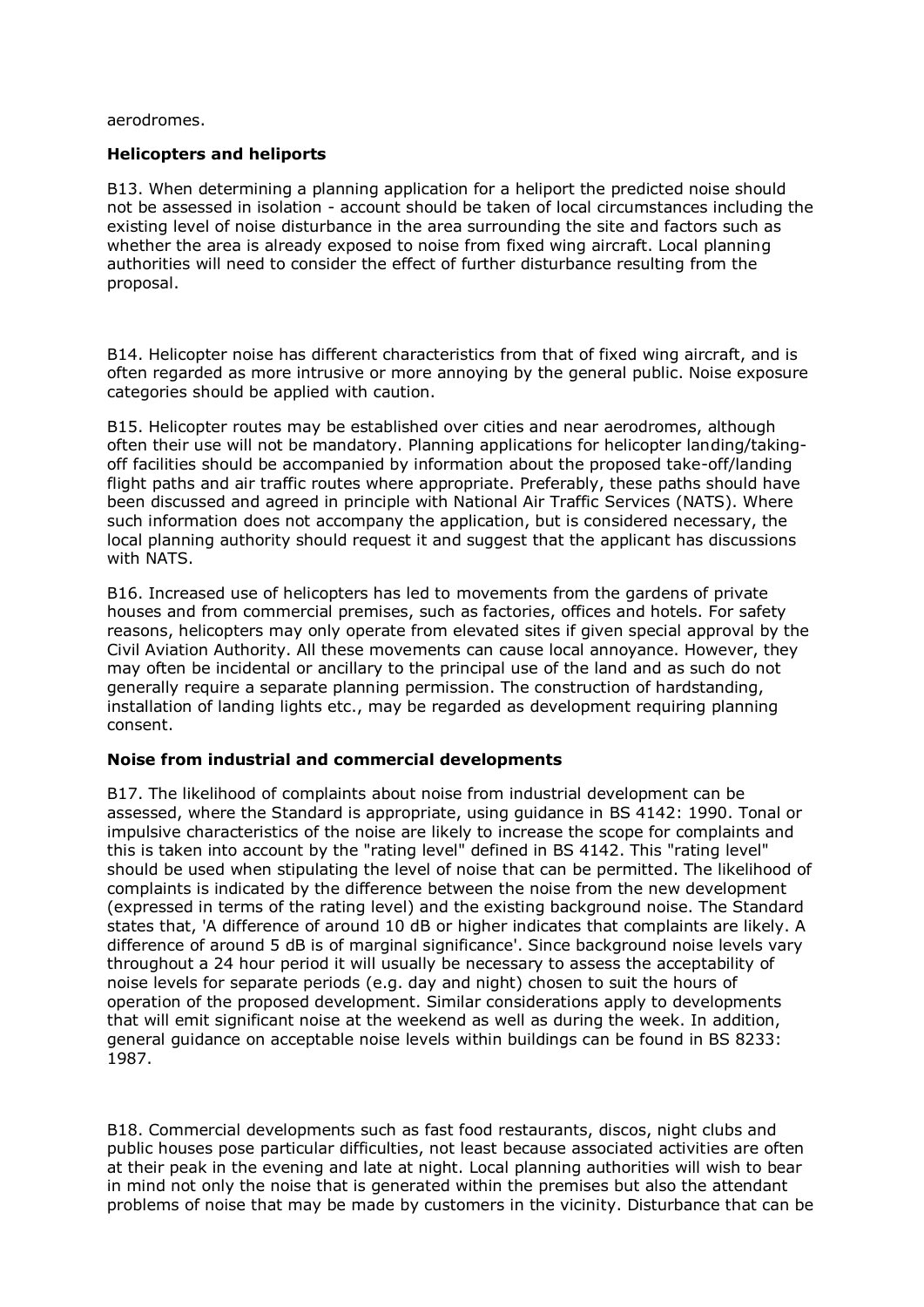aerodromes.

**Helicopters and heliports**

B13. When determining a planning application for a heliport the predicted noise should not be assessed in isolation - account should be taken of local circumstances including the existing level of noise disturbance in the area surrounding the site and factors such as whether the area is already exposed to noise from fixed wing aircraft. Local planning authorities will need to consider the effect of further disturbance resulting from the proposal.

B14. Helicopter noise has different characteristics from that of fixed wing aircraft, and is often regarded as more intrusive or more annoying by the general public. Noise exposure categories should be applied with caution.

B15. Helicopter routes may be established over cities and near aerodromes, although often their use will not be mandatory. Planning applications for helicopter landing/taking-off facilities should be accompanied by information about the proposed take-off/landing flight paths and air traffic routes where appropriate. Preferably, these paths should have been discussed and agreed in principle with National Air Traffic Services (NATS). Where such information does not accompany the application, but is considered necessary, the local planning authority should request it and suggest that the applicant has discussions with NATS.

B16. Increased use of helicopters has led to movements from the gardens of private houses and from commercial premises, such as factories, offices and hotels. For safety reasons, helicopters may only operate from elevated sites if given special approval by the Civil Aviation Authority. All these movements can cause local annoyance. However, they may often be incidental or ancillary to the principal use of the land and as such do not generally require a separate planning permission. The construction of hardstanding, installation of landing lights etc., may be regarded as development requiring planning consent.

**Noise from industrial and commercial developments**

B17. The likelihood of complaints about noise from industrial development can be assessed, where the Standard is appropriate, using guidance in BS 4142: 1990. Tonal or impulsive characteristics of the noise are likely to increase the scope for complaints and this is taken into account by the "rating level" defined in BS 4142. This "rating level" should be used when stipulating the level of noise that can be permitted. The likelihood of complaints is indicated by the difference between the noise from the new development (expressed in terms of the rating level) and the existing background noise. The Standard states that, 'A difference of around 10 dB or higher indicates that complaints are likely. A difference of around 5 dB is of marginal significance'. Since background noise levels vary throughout a 24 hour period it will usually be necessary to assess the acceptability of noise levels for separate periods (e.g. day and night) chosen to suit the hours of operation of the proposed development. Similar considerations apply to developments that will emit significant noise at the weekend as well as during the week. In addition, general guidance on acceptable noise levels within buildings can be found in BS 8233: 1987.

B18. Commercial developments such as fast food restaurants, discos, night clubs and public houses pose particular difficulties, not least because associated activities are often at their peak in the evening and late at night. Local planning authorities will wish to bear in mind not only the noise that is generated within the premises but also the attendant problems of noise that may be made by customers in the vicinity. Disturbance that can be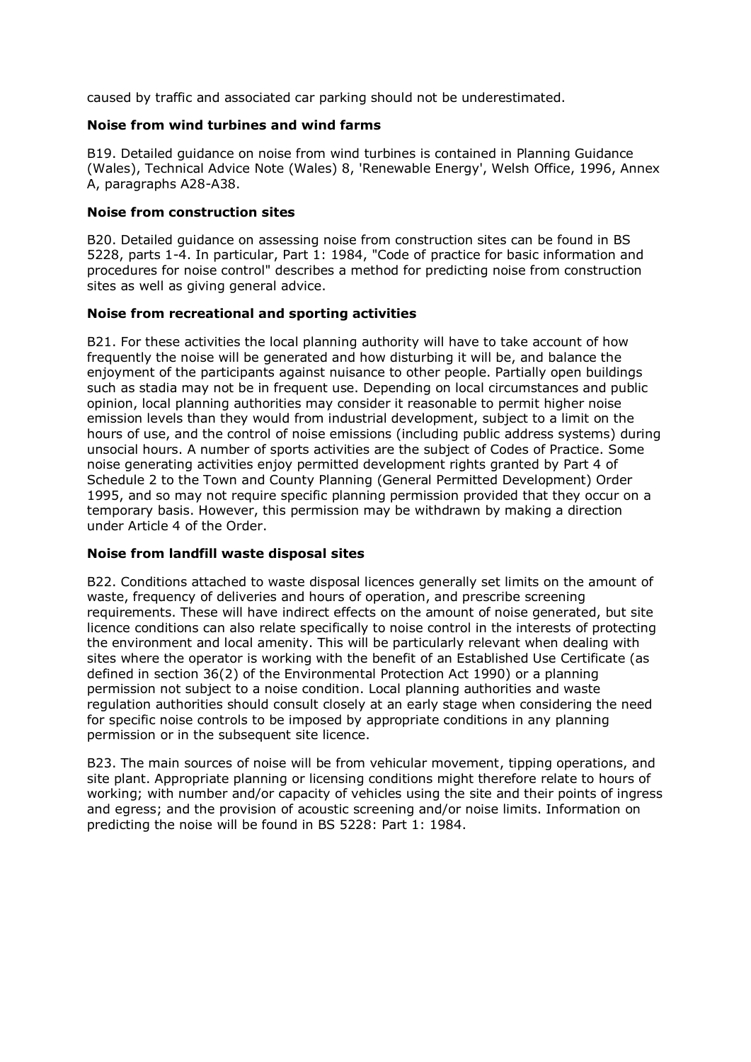caused by traffic and associated car parking should not be underestimated.

### Noise from wind turbines and wind farms

B19. Detailed guidance on noise from wind turbines is contained in Planning Guidance (Wales), Technical Advice Note (Wales) 8, 'Renewable Energy', Welsh Office, 1996, Annex A, paragraphs A28-A38.

### Noise from construction sites

B20. Detailed guidance on assessing noise from construction sites can be found in BS 5228, parts 1-4. In particular, Part 1: 1984, "Code of practice for basic information and procedures for noise control" describes a method for predicting noise from construction sites as well as giving general advice.

### Noise from recreational and sporting activities

B21. For these activities the local planning authority will have to take account of how frequently the noise will be generated and how disturbing it will be, and balance the enjoyment of the participants against nuisance to other people. Partially open buildings such as stadia may not be in frequent use. Depending on local circumstances and public opinion, local planning authorities may consider it reasonable to permit higher noise emission levels than they would from industrial development, subject to a limit on the hours of use, and the control of noise emissions (including public address systems) during unsocial hours. A number of sports activities are the subject of Codes of Practice. Some noise generating activities enjoy permitted development rights granted by Part 4 of Schedule 2 to the Town and County Planning (General Permitted Development) Order 1995, and so may not require specific planning permission provided that they occur on a temporary basis. However, this permission may be withdrawn by making a direction under Article 4 of the Order.

### Noise from landfill waste disposal sites

B22. Conditions attached to waste disposal licences generally set limits on the amount of waste, frequency of deliveries and hours of operation, and prescribe screening requirements. These will have indirect effects on the amount of noise generated, but site licence conditions can also relate specifically to noise control in the interests of protecting the environment and local amenity. This will be particularly relevant when dealing with sites where the operator is working with the benefit of an Established Use Certificate (as defined in section 36(2) of the Environmental Protection Act 1990) or a planning permission not subject to a noise condition. Local planning authorities and waste regulation authorities should consult closely at an early stage when considering the need for specific noise controls to be imposed by appropriate conditions in any planning permission or in the subsequent site licence.

B23. The main sources of noise will be from vehicular movement, tipping operations, and site plant. Appropriate planning or licensing conditions might therefore relate to hours of working; with number and/or capacity of vehicles using the site and their points of ingress and egress; and the provision of acoustic screening and/or noise limits. Information on predicting the noise will be found in BS 5228: Part 1: 1984.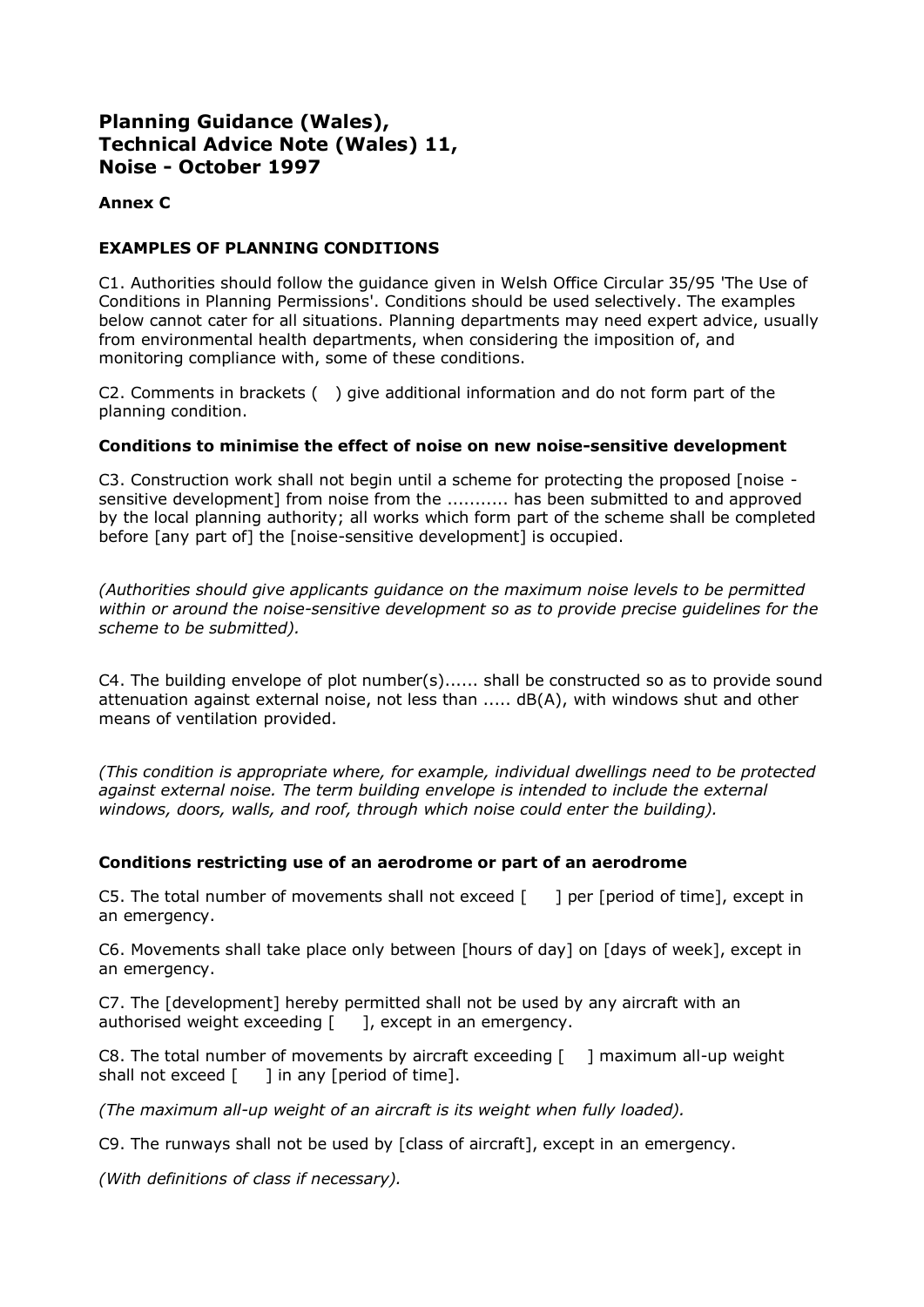# Planning Guidance (Wales), Technical Advice Note (Wales) 11, Noise - October 1997

**Annex C**

## EXAMPLES OF PLANNING CONDITIONS

C1. Authorities should follow the guidance given in Welsh Office Circular 35/95 'The Use of Conditions in Planning Permissions'. Conditions should be used selectively. The examples below cannot cater for all situations. Planning departments may need expert advice, usually from environmental health departments, when considering the imposition of, and monitoring compliance with, some of these conditions.

C2. Comments in brackets ( ) give additional information and do not form part of the planning condition.

### Conditions to minimise the effect of noise on new noise-sensitive development

C3. Construction work shall not begin until a scheme for protecting the proposed [noise - sensitive development] from noise from the ........... has been submitted to and approved by the local planning authority; all works which form part of the scheme shall be completed before [any part of] the [noise-sensitive development] is occupied.

*(Authorities should give applicants guidance on the maximum noise levels to be permitted within or around the noise-sensitive development so as to provide precise guidelines for the scheme to be submitted).*

C4. The building envelope of plot number(s)...... shall be constructed so as to provide sound attenuation against external noise, not less than ..... dB(A), with windows shut and other means of ventilation provided.

*(This condition is appropriate where, for example, individual dwellings need to be protected against external noise. The term building envelope is intended to include the external windows, doors, walls, and roof, through which noise could enter the building).*

### Conditions restricting use of an aerodrome or part of an aerodrome

C5. The total number of movements shall not exceed [ ] per [period of time], except in an emergency.

C6. Movements shall take place only between [hours of day] on [days of week], except in an emergency.

C7. The [development] hereby permitted shall not be used by any aircraft with an authorised weight exceeding [ ], except in an emergency.

C8. The total number of movements by aircraft exceeding [ ] maximum all-up weight shall not exceed [ ] in any [period of time].

*(The maximum all-up weight of an aircraft is its weight when fully loaded).*

C9. The runways shall not be used by [class of aircraft], except in an emergency.

*(With definitions of class if necessary).*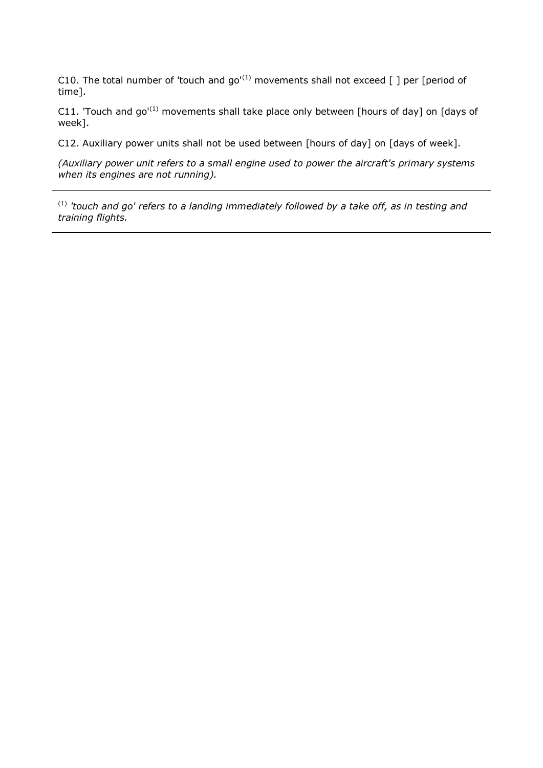C10. The total number of 'touch and go'[(1)] movements shall not exceed [ ] per [period of time].

C11. 'Touch and go'[(1)] movements shall take place only between [hours of day] on [days of week].

C12. Auxiliary power units shall not be used between [hours of day] on [days of week].

*(Auxiliary power unit refers to a small engine used to power the aircraft's primary systems when its engines are not running).*

---

[(1)] *'touch and go' refers to a landing immediately followed by a take off, as in testing and training flights.*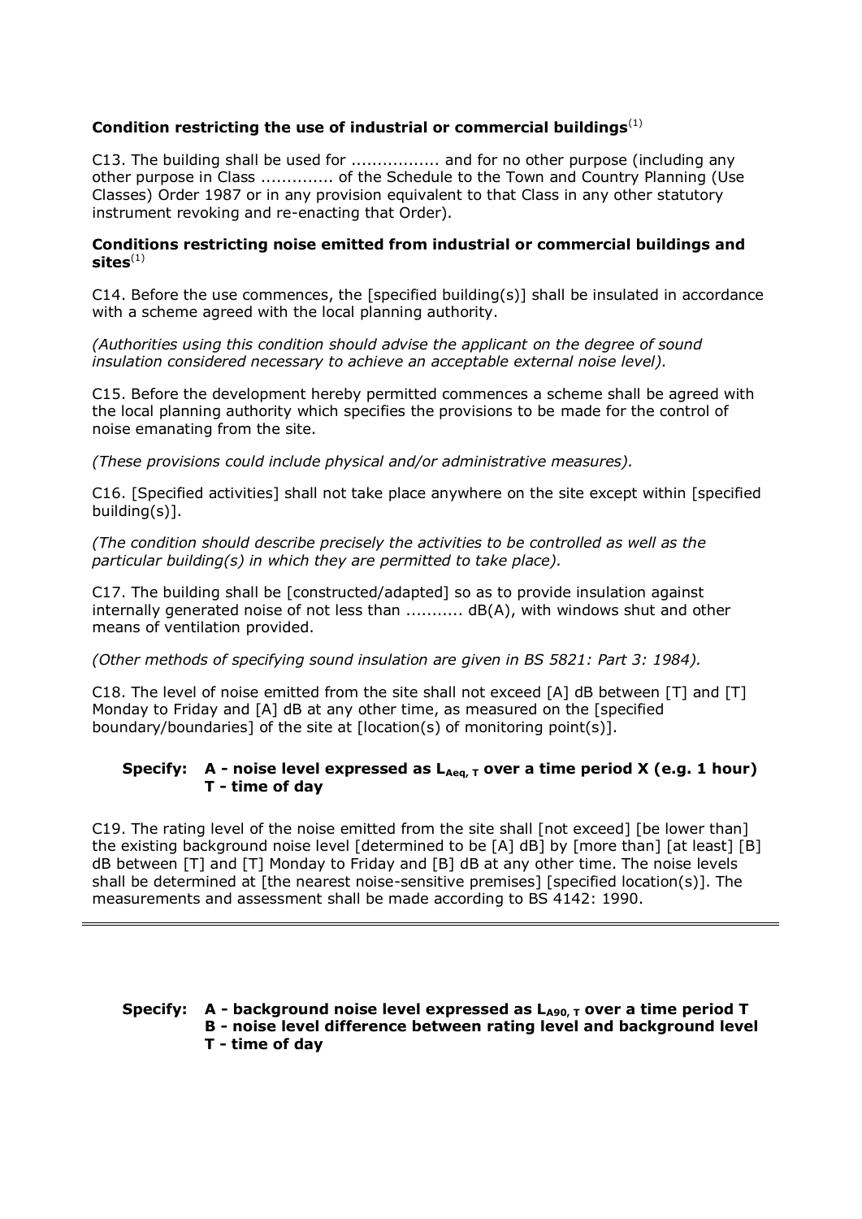**Condition restricting the use of industrial or commercial buildings**[1]

C13. The building shall be used for ................ and for no other purpose (including any other purpose in Class ............. of the Schedule to the Town and Country Planning (Use Classes) Order 1987 or in any provision equivalent to that Class in any other statutory instrument revoking and re-enacting that Order).

**Conditions restricting noise emitted from industrial or commercial buildings and sites**[1]

C14. Before the use commences, the [specified building(s)] shall be insulated in accordance with a scheme agreed with the local planning authority.

*(Authorities using this condition should advise the applicant on the degree of sound insulation considered necessary to achieve an acceptable external noise level).*

C15. Before the development hereby permitted commences a scheme shall be agreed with the local planning authority which specifies the provisions to be made for the control of noise emanating from the site.

*(These provisions could include physical and/or administrative measures).*

C16. [Specified activities] shall not take place anywhere on the site except within [specified building(s)].

*(The condition should describe precisely the activities to be controlled as well as the particular building(s) in which they are permitted to take place).*

C17. The building shall be [constructed/adapted] so as to provide insulation against internally generated noise of not less than ........... dB(A), with windows shut and other means of ventilation provided.

*(Other methods of specifying sound insulation are given in BS 5821: Part 3: 1984).*

C18. The level of noise emitted from the site shall not exceed [A] dB between [T] and [T] Monday to Friday and [A] dB at any other time, as measured on the [specified boundary/boundaries] of the site at [location(s) of monitoring point(s)].

**Specify: A - noise level expressed as $L_{Aeq,\,T}$ over a time period X (e.g. 1 hour)**
**T - time of day**

C19. The rating level of the noise emitted from the site shall [not exceed] [be lower than] the existing background noise level [determined to be [A] dB] by [more than] [at least] [B] dB between [T] and [T] Monday to Friday and [B] dB at any other time. The noise levels shall be determined at [the nearest noise-sensitive premises] [specified location(s)]. The measurements and assessment shall be made according to BS 4142: 1990.

---

**Specify: A - background noise level expressed as $L_{A90,\,T}$ over a time period T**
**B - noise level difference between rating level and background level**
**T - time of day**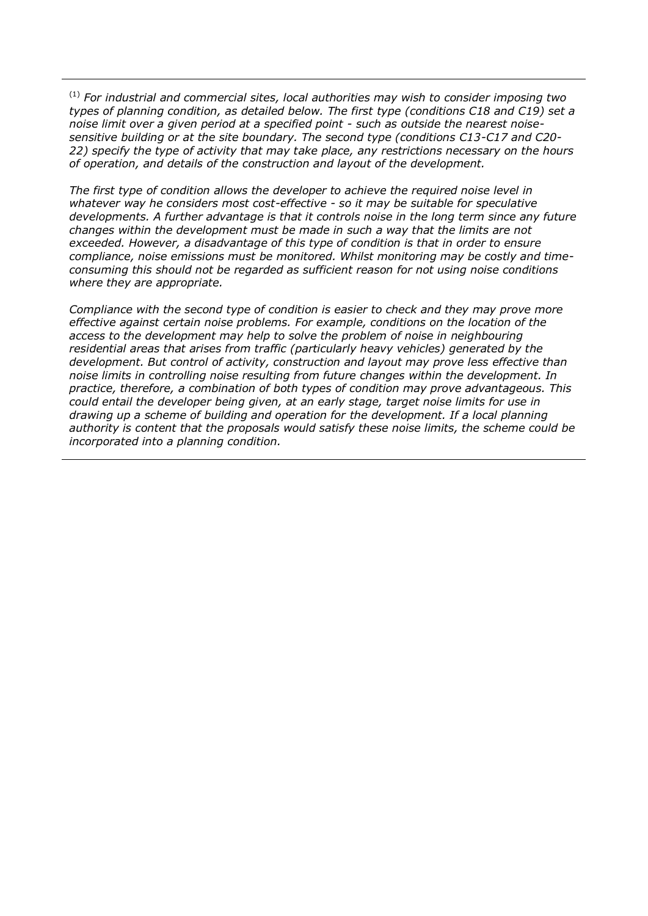---

[1] *For industrial and commercial sites, local authorities may wish to consider imposing two types of planning condition, as detailed below. The first type (conditions C18 and C19) set a noise limit over a given period at a specified point - such as outside the nearest noise-sensitive building or at the site boundary. The second type (conditions C13-C17 and C20-22) specify the type of activity that may take place, any restrictions necessary on the hours of operation, and details of the construction and layout of the development.*

*The first type of condition allows the developer to achieve the required noise level in whatever way he considers most cost-effective - so it may be suitable for speculative developments. A further advantage is that it controls noise in the long term since any future changes within the development must be made in such a way that the limits are not exceeded. However, a disadvantage of this type of condition is that in order to ensure compliance, noise emissions must be monitored. Whilst monitoring may be costly and time-consuming this should not be regarded as sufficient reason for not using noise conditions where they are appropriate.*

*Compliance with the second type of condition is easier to check and they may prove more effective against certain noise problems. For example, conditions on the location of the access to the development may help to solve the problem of noise in neighbouring residential areas that arises from traffic (particularly heavy vehicles) generated by the development. But control of activity, construction and layout may prove less effective than noise limits in controlling noise resulting from future changes within the development. In practice, therefore, a combination of both types of condition may prove advantageous. This could entail the developer being given, at an early stage, target noise limits for use in drawing up a scheme of building and operation for the development. If a local planning authority is content that the proposals would satisfy these noise limits, the scheme could be incorporated into a planning condition.*

---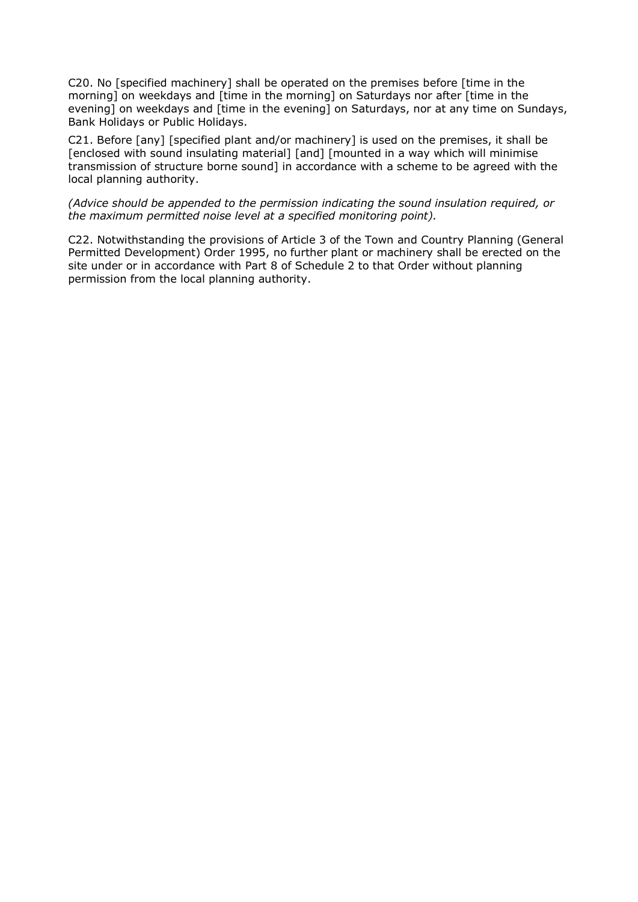C20. No [specified machinery] shall be operated on the premises before [time in the morning] on weekdays and [time in the morning] on Saturdays nor after [time in the evening] on weekdays and [time in the evening] on Saturdays, nor at any time on Sundays, Bank Holidays or Public Holidays.

C21. Before [any] [specified plant and/or machinery] is used on the premises, it shall be [enclosed with sound insulating material] [and] [mounted in a way which will minimise transmission of structure borne sound] in accordance with a scheme to be agreed with the local planning authority.

*(Advice should be appended to the permission indicating the sound insulation required, or the maximum permitted noise level at a specified monitoring point).*

C22. Notwithstanding the provisions of Article 3 of the Town and Country Planning (General Permitted Development) Order 1995, no further plant or machinery shall be erected on the site under or in accordance with Part 8 of Schedule 2 to that Order without planning permission from the local planning authority.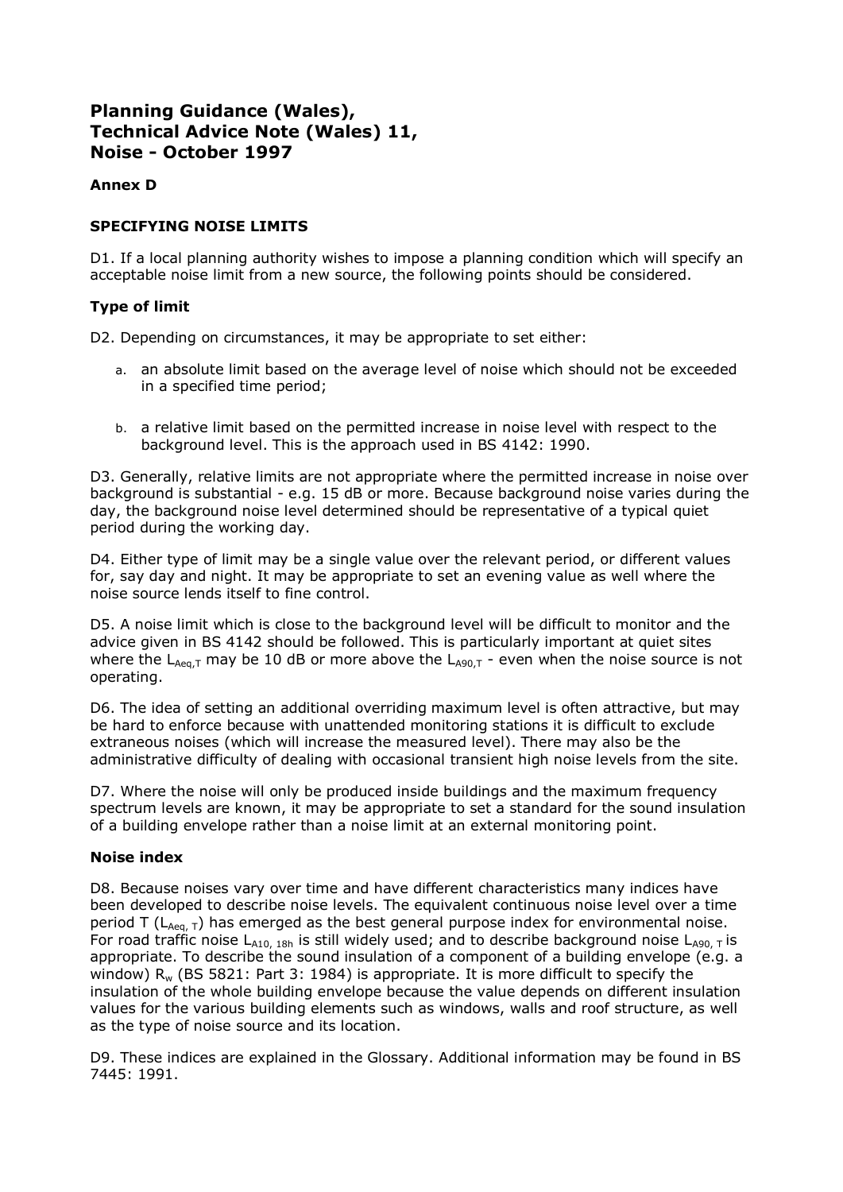# Planning Guidance (Wales), Technical Advice Note (Wales) 11, Noise - October 1997

### Annex D

### SPECIFYING NOISE LIMITS

D1. If a local planning authority wishes to impose a planning condition which will specify an acceptable noise limit from a new source, the following points should be considered.

### Type of limit

D2. Depending on circumstances, it may be appropriate to set either:

a. an absolute limit based on the average level of noise which should not be exceeded in a specified time period;

b. a relative limit based on the permitted increase in noise level with respect to the background level. This is the approach used in BS 4142: 1990.

D3. Generally, relative limits are not appropriate where the permitted increase in noise over background is substantial - e.g. 15 dB or more. Because background noise varies during the day, the background noise level determined should be representative of a typical quiet period during the working day.

D4. Either type of limit may be a single value over the relevant period, or different values for, say day and night. It may be appropriate to set an evening value as well where the noise source lends itself to fine control.

D5. A noise limit which is close to the background level will be difficult to monitor and the advice given in BS 4142 should be followed. This is particularly important at quiet sites where the $L_{Aeq,T}$ may be 10 dB or more above the $L_{A90,T}$ - even when the noise source is not operating.

D6. The idea of setting an additional overriding maximum level is often attractive, but may be hard to enforce because with unattended monitoring stations it is difficult to exclude extraneous noises (which will increase the measured level). There may also be the administrative difficulty of dealing with occasional transient high noise levels from the site.

D7. Where the noise will only be produced inside buildings and the maximum frequency spectrum levels are known, it may be appropriate to set a standard for the sound insulation of a building envelope rather than a noise limit at an external monitoring point.

### Noise index

D8. Because noises vary over time and have different characteristics many indices have been developed to describe noise levels. The equivalent continuous noise level over a time period T ($L_{Aeq,\,T}$) has emerged as the best general purpose index for environmental noise. For road traffic noise $L_{A10,\,18h}$ is still widely used; and to describe background noise $L_{A90,\,T}$ is appropriate. To describe the sound insulation of a component of a building envelope (e.g. a window) $R_w$ (BS 5821: Part 3: 1984) is appropriate. It is more difficult to specify the insulation of the whole building envelope because the value depends on different insulation values for the various building elements such as windows, walls and roof structure, as well as the type of noise source and its location.

D9. These indices are explained in the Glossary. Additional information may be found in BS 7445: 1991.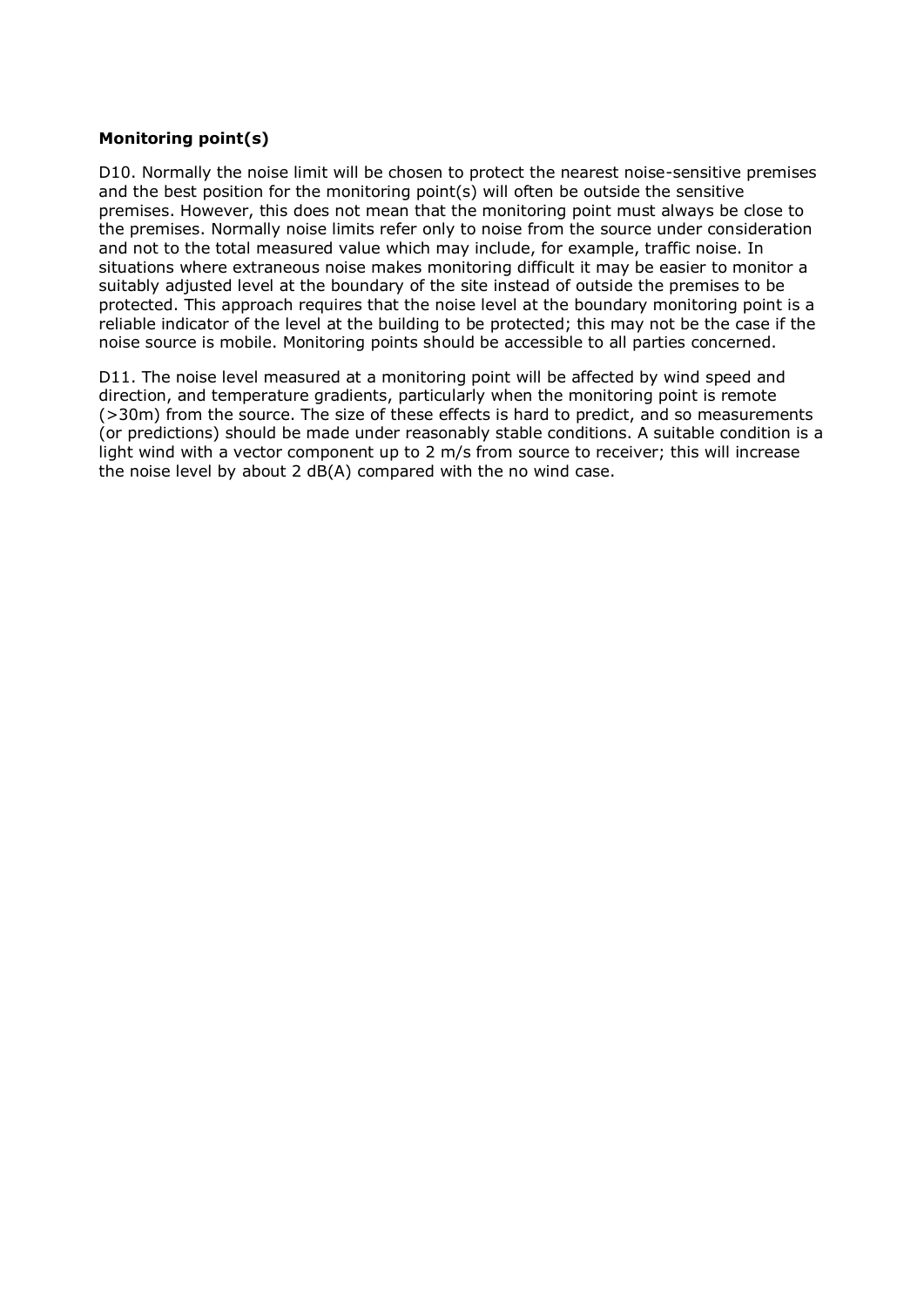**Monitoring point(s)**

D10. Normally the noise limit will be chosen to protect the nearest noise-sensitive premises and the best position for the monitoring point(s) will often be outside the sensitive premises. However, this does not mean that the monitoring point must always be close to the premises. Normally noise limits refer only to noise from the source under consideration and not to the total measured value which may include, for example, traffic noise. In situations where extraneous noise makes monitoring difficult it may be easier to monitor a suitably adjusted level at the boundary of the site instead of outside the premises to be protected. This approach requires that the noise level at the boundary monitoring point is a reliable indicator of the level at the building to be protected; this may not be the case if the noise source is mobile. Monitoring points should be accessible to all parties concerned.

D11. The noise level measured at a monitoring point will be affected by wind speed and direction, and temperature gradients, particularly when the monitoring point is remote (>30m) from the source. The size of these effects is hard to predict, and so measurements (or predictions) should be made under reasonably stable conditions. A suitable condition is a light wind with a vector component up to 2 m/s from source to receiver; this will increase the noise level by about 2 dB(A) compared with the no wind case.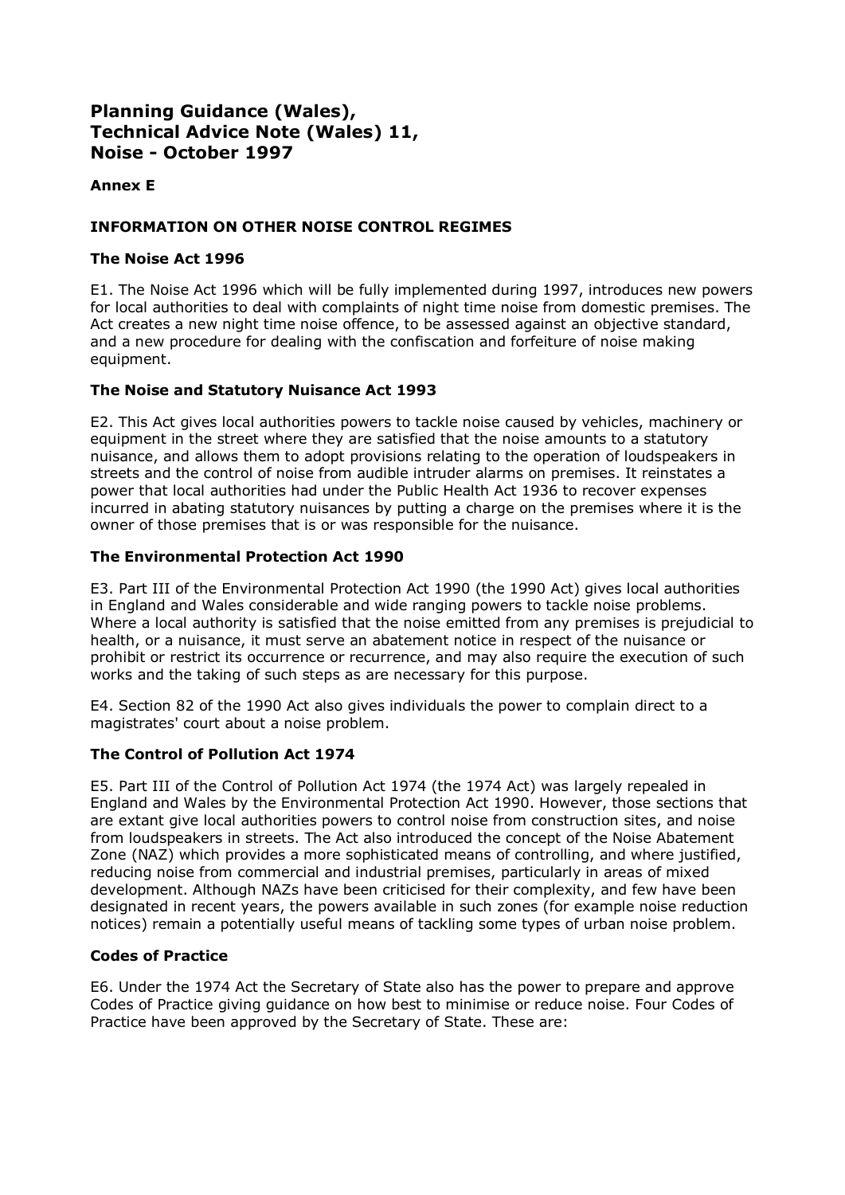# Planning Guidance (Wales), Technical Advice Note (Wales) 11, Noise - October 1997

## Annex E

### INFORMATION ON OTHER NOISE CONTROL REGIMES

### The Noise Act 1996

E1. The Noise Act 1996 which will be fully implemented during 1997, introduces new powers for local authorities to deal with complaints of night time noise from domestic premises. The Act creates a new night time noise offence, to be assessed against an objective standard, and a new procedure for dealing with the confiscation and forfeiture of noise making equipment.

### The Noise and Statutory Nuisance Act 1993

E2. This Act gives local authorities powers to tackle noise caused by vehicles, machinery or equipment in the street where they are satisfied that the noise amounts to a statutory nuisance, and allows them to adopt provisions relating to the operation of loudspeakers in streets and the control of noise from audible intruder alarms on premises. It reinstates a power that local authorities had under the Public Health Act 1936 to recover expenses incurred in abating statutory nuisances by putting a charge on the premises where it is the owner of those premises that is or was responsible for the nuisance.

### The Environmental Protection Act 1990

E3. Part III of the Environmental Protection Act 1990 (the 1990 Act) gives local authorities in England and Wales considerable and wide ranging powers to tackle noise problems. Where a local authority is satisfied that the noise emitted from any premises is prejudicial to health, or a nuisance, it must serve an abatement notice in respect of the nuisance or prohibit or restrict its occurrence or recurrence, and may also require the execution of such works and the taking of such steps as are necessary for this purpose.

E4. Section 82 of the 1990 Act also gives individuals the power to complain direct to a magistrates' court about a noise problem.

### The Control of Pollution Act 1974

E5. Part III of the Control of Pollution Act 1974 (the 1974 Act) was largely repealed in England and Wales by the Environmental Protection Act 1990. However, those sections that are extant give local authorities powers to control noise from construction sites, and noise from loudspeakers in streets. The Act also introduced the concept of the Noise Abatement Zone (NAZ) which provides a more sophisticated means of controlling, and where justified, reducing noise from commercial and industrial premises, particularly in areas of mixed development. Although NAZs have been criticised for their complexity, and few have been designated in recent years, the powers available in such zones (for example noise reduction notices) remain a potentially useful means of tackling some types of urban noise problem.

### Codes of Practice

E6. Under the 1974 Act the Secretary of State also has the power to prepare and approve Codes of Practice giving guidance on how best to minimise or reduce noise. Four Codes of Practice have been approved by the Secretary of State. These are: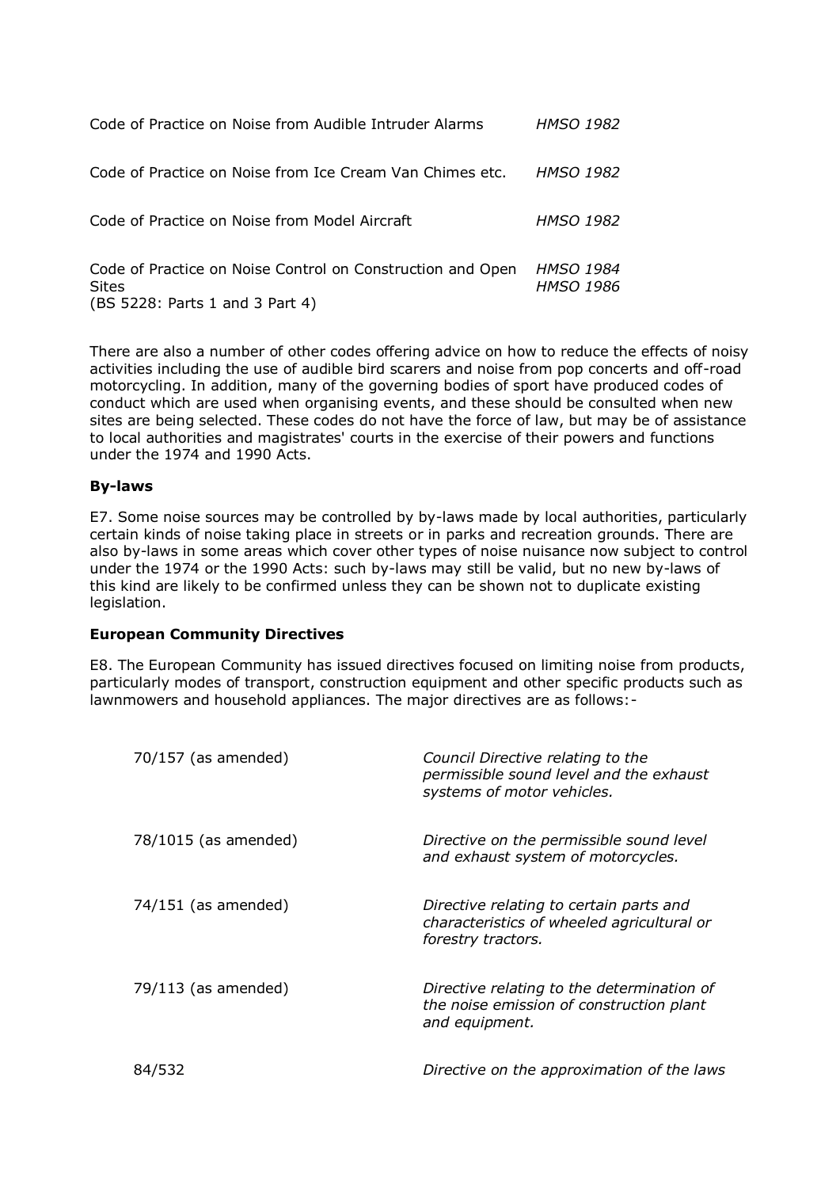| | |
|---|---|
| Code of Practice on Noise from Audible Intruder Alarms | *HMSO 1982* |
| Code of Practice on Noise from Ice Cream Van Chimes etc. | *HMSO 1982* |
| Code of Practice on Noise from Model Aircraft | *HMSO 1982* |
| Code of Practice on Noise Control on Construction and Open Sites (BS 5228: Parts 1 and 3 Part 4) | *HMSO 1984* *HMSO 1986* |

There are also a number of other codes offering advice on how to reduce the effects of noisy activities including the use of audible bird scarers and noise from pop concerts and off-road motorcycling. In addition, many of the governing bodies of sport have produced codes of conduct which are used when organising events, and these should be consulted when new sites are being selected. These codes do not have the force of law, but may be of assistance to local authorities and magistrates' courts in the exercise of their powers and functions under the 1974 and 1990 Acts.

**By-laws**

E7. Some noise sources may be controlled by by-laws made by local authorities, particularly certain kinds of noise taking place in streets or in parks and recreation grounds. There are also by-laws in some areas which cover other types of noise nuisance now subject to control under the 1974 or the 1990 Acts: such by-laws may still be valid, but no new by-laws of this kind are likely to be confirmed unless they can be shown not to duplicate existing legislation.

**European Community Directives**

E8. The European Community has issued directives focused on limiting noise from products, particularly modes of transport, construction equipment and other specific products such as lawnmowers and household appliances. The major directives are as follows:-

| | |
|---|---|
| 70/157 (as amended) | *Council Directive relating to the permissible sound level and the exhaust systems of motor vehicles.* |
| 78/1015 (as amended) | *Directive on the permissible sound level and exhaust system of motorcycles.* |
| 74/151 (as amended) | *Directive relating to certain parts and characteristics of wheeled agricultural or forestry tractors.* |
| 79/113 (as amended) | *Directive relating to the determination of the noise emission of construction plant and equipment.* |
| 84/532 | *Directive on the approximation of the laws* |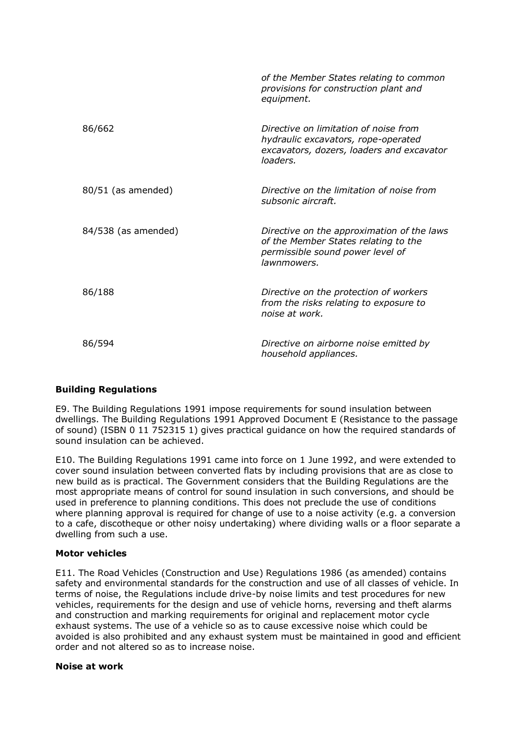| | |
|---|---|
| | *of the Member States relating to common provisions for construction plant and equipment.* |
| 86/662 | *Directive on limitation of noise from hydraulic excavators, rope-operated excavators, dozers, loaders and excavator loaders.* |
| 80/51 (as amended) | *Directive on the limitation of noise from subsonic aircraft.* |
| 84/538 (as amended) | *Directive on the approximation of the laws of the Member States relating to the permissible sound power level of lawnmowers.* |
| 86/188 | *Directive on the protection of workers from the risks relating to exposure to noise at work.* |
| 86/594 | *Directive on airborne noise emitted by household appliances.* |

**Building Regulations**

E9. The Building Regulations 1991 impose requirements for sound insulation between dwellings. The Building Regulations 1991 Approved Document E (Resistance to the passage of sound) (ISBN 0 11 752315 1) gives practical guidance on how the required standards of sound insulation can be achieved.

E10. The Building Regulations 1991 came into force on 1 June 1992, and were extended to cover sound insulation between converted flats by including provisions that are as close to new build as is practical. The Government considers that the Building Regulations are the most appropriate means of control for sound insulation in such conversions, and should be used in preference to planning conditions. This does not preclude the use of conditions where planning approval is required for change of use to a noise activity (e.g. a conversion to a cafe, discotheque or other noisy undertaking) where dividing walls or a floor separate a dwelling from such a use.

**Motor vehicles**

E11. The Road Vehicles (Construction and Use) Regulations 1986 (as amended) contains safety and environmental standards for the construction and use of all classes of vehicle. In terms of noise, the Regulations include drive-by noise limits and test procedures for new vehicles, requirements for the design and use of vehicle horns, reversing and theft alarms and construction and marking requirements for original and replacement motor cycle exhaust systems. The use of a vehicle so as to cause excessive noise which could be avoided is also prohibited and any exhaust system must be maintained in good and efficient order and not altered so as to increase noise.

**Noise at work**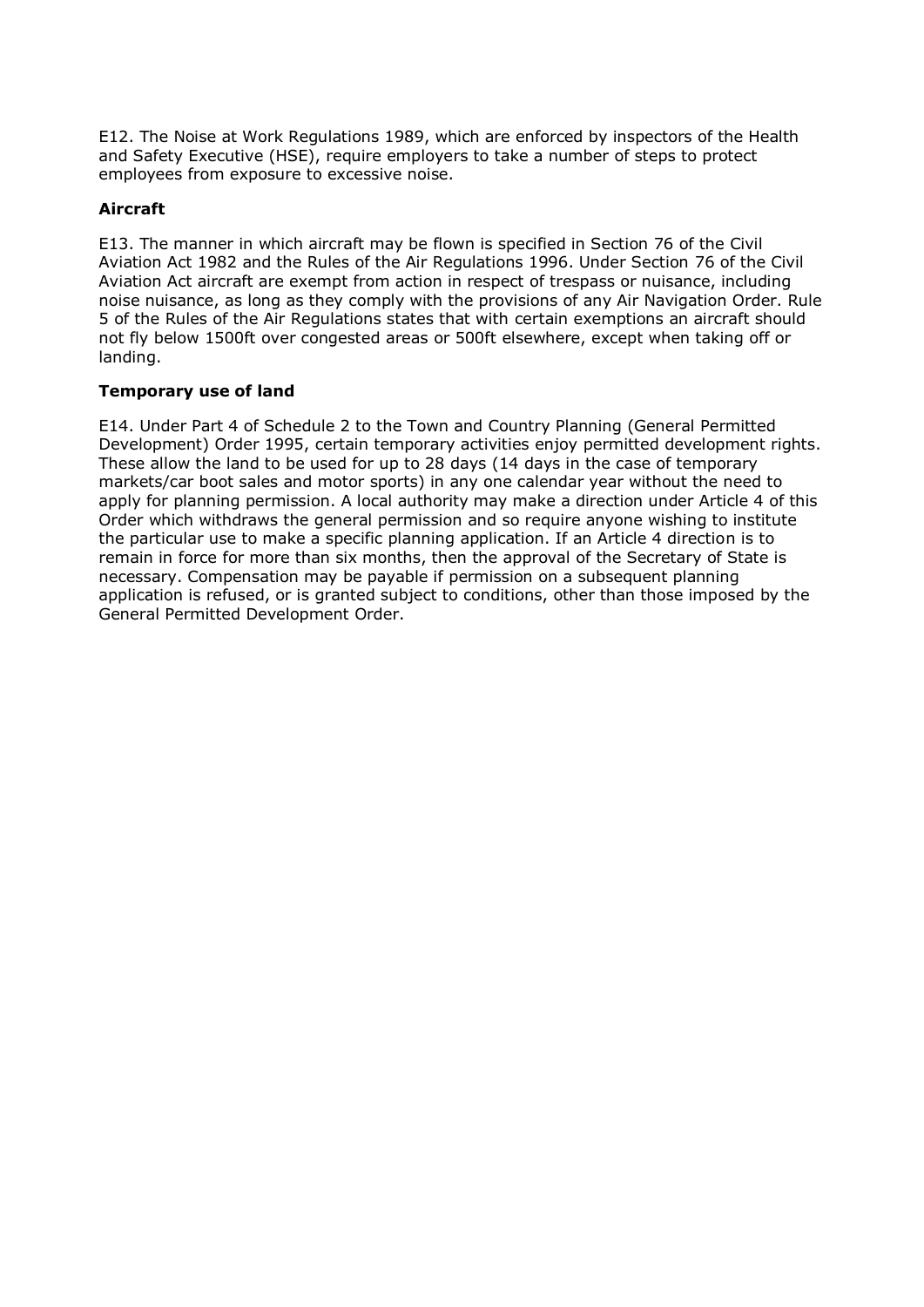E12. The Noise at Work Regulations 1989, which are enforced by inspectors of the Health and Safety Executive (HSE), require employers to take a number of steps to protect employees from exposure to excessive noise.

### Aircraft

E13. The manner in which aircraft may be flown is specified in Section 76 of the Civil Aviation Act 1982 and the Rules of the Air Regulations 1996. Under Section 76 of the Civil Aviation Act aircraft are exempt from action in respect of trespass or nuisance, including noise nuisance, as long as they comply with the provisions of any Air Navigation Order. Rule 5 of the Rules of the Air Regulations states that with certain exemptions an aircraft should not fly below 1500ft over congested areas or 500ft elsewhere, except when taking off or landing.

### Temporary use of land

E14. Under Part 4 of Schedule 2 to the Town and Country Planning (General Permitted Development) Order 1995, certain temporary activities enjoy permitted development rights. These allow the land to be used for up to 28 days (14 days in the case of temporary markets/car boot sales and motor sports) in any one calendar year without the need to apply for planning permission. A local authority may make a direction under Article 4 of this Order which withdraws the general permission and so require anyone wishing to institute the particular use to make a specific planning application. If an Article 4 direction is to remain in force for more than six months, then the approval of the Secretary of State is necessary. Compensation may be payable if permission on a subsequent planning application is refused, or is granted subject to conditions, other than those imposed by the General Permitted Development Order.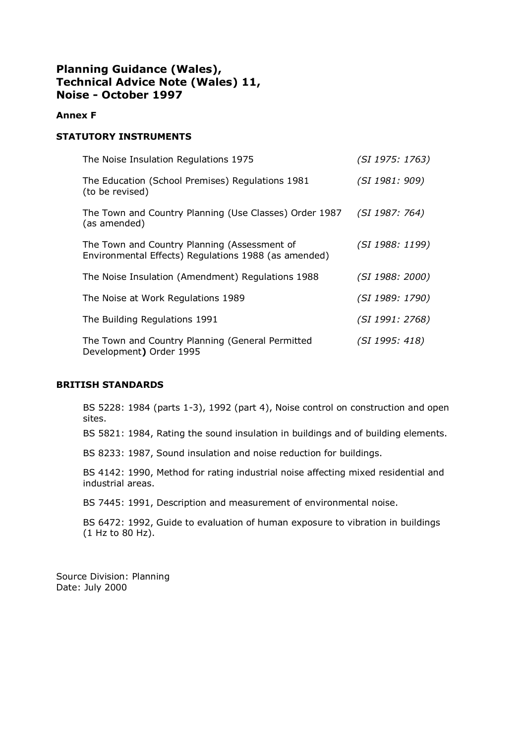# Planning Guidance (Wales), Technical Advice Note (Wales) 11, Noise - October 1997

### Annex F

### STATUTORY INSTRUMENTS

| | |
|---|---|
| The Noise Insulation Regulations 1975 | *(SI 1975: 1763)* |
| The Education (School Premises) Regulations 1981 (to be revised) | *(SI 1981: 909)* |
| The Town and Country Planning (Use Classes) Order 1987 (as amended) | *(SI 1987: 764)* |
| The Town and Country Planning (Assessment of Environmental Effects) Regulations 1988 (as amended) | *(SI 1988: 1199)* |
| The Noise Insulation (Amendment) Regulations 1988 | *(SI 1988: 2000)* |
| The Noise at Work Regulations 1989 | *(SI 1989: 1790)* |
| The Building Regulations 1991 | *(SI 1991: 2768)* |
| The Town and Country Planning (General Permitted Development**)** Order 1995 | *(SI 1995: 418)* |

### BRITISH STANDARDS

BS 5228: 1984 (parts 1-3), 1992 (part 4), Noise control on construction and open sites.

BS 5821: 1984, Rating the sound insulation in buildings and of building elements.

BS 8233: 1987, Sound insulation and noise reduction for buildings.

BS 4142: 1990, Method for rating industrial noise affecting mixed residential and industrial areas.

BS 7445: 1991, Description and measurement of environmental noise.

BS 6472: 1992, Guide to evaluation of human exposure to vibration in buildings (1 Hz to 80 Hz).

Source Division: Planning
Date: July 2000